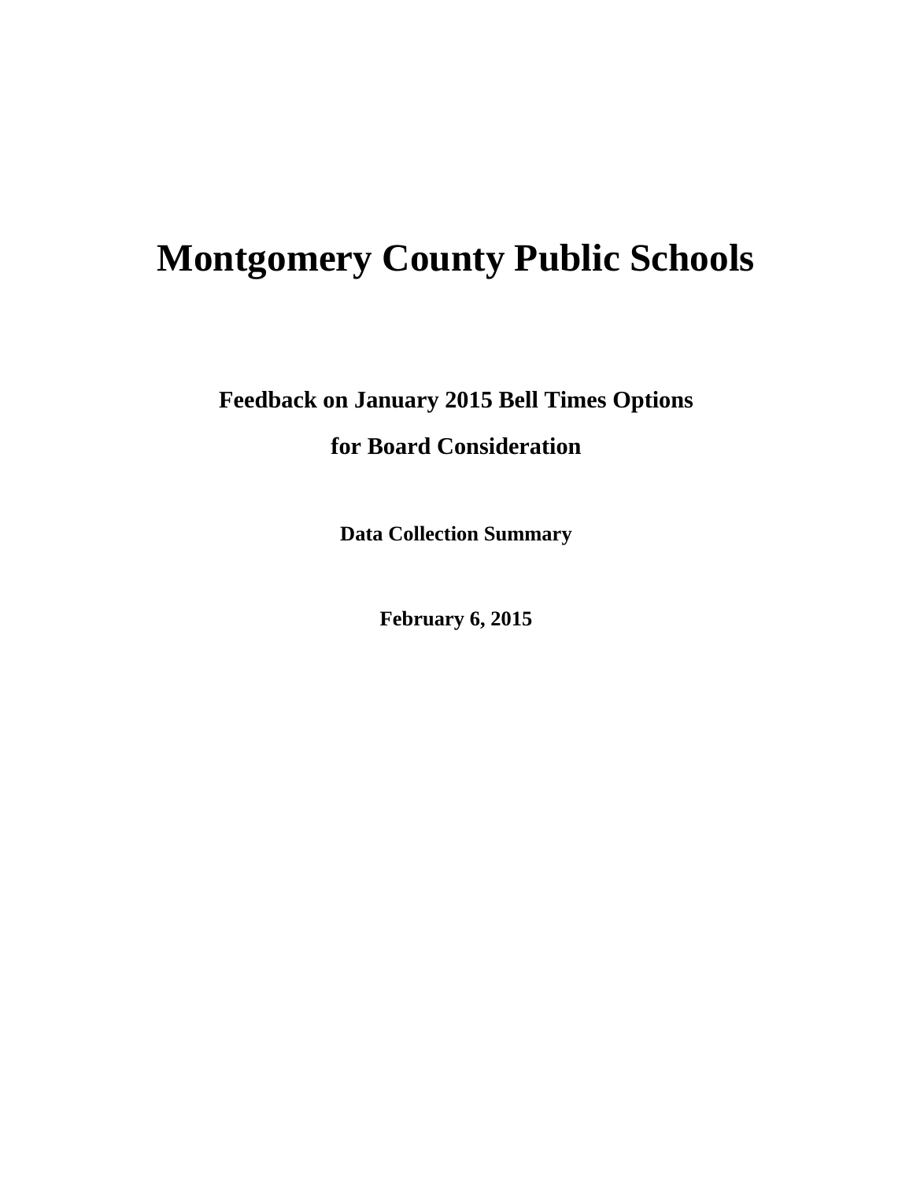# Montgomery County Public Schools

## Feedback on January 2015 Bell Times Options for Board Consideration

### Data Collection Summary

**February 6, 2015**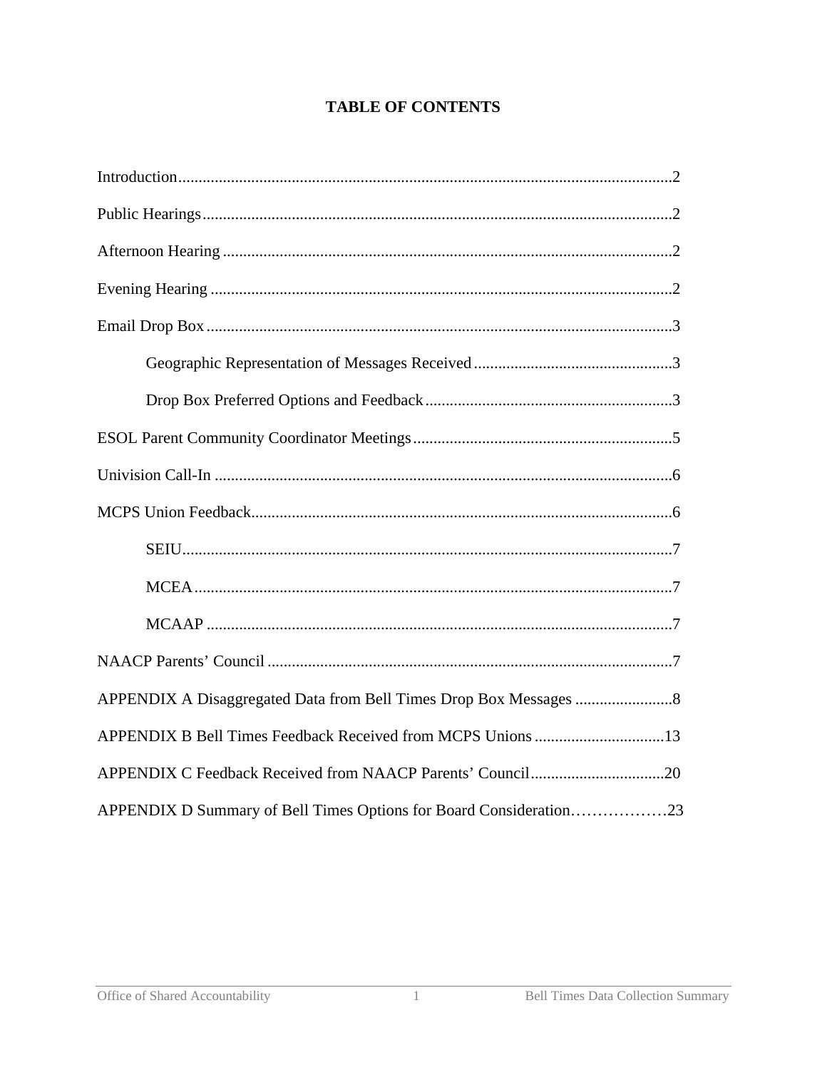# TABLE OF CONTENTS

Introduction........................................................................................................2

Public Hearings....................................................................................................2

Afternoon Hearing ..............................................................................................2

Evening Hearing .................................................................................................2

Email Drop Box...................................................................................................3

- Geographic Representation of Messages Received ...............................................3
- Drop Box Preferred Options and Feedback............................................................3

ESOL Parent Community Coordinator Meetings................................................................5

Univision Call-In .................................................................................................6

MCPS Union Feedback.......................................................................................6

- SEIU.........................................................................................................7
- MCEA.......................................................................................................7
- MCAAP ....................................................................................................7

NAACP Parents' Council ....................................................................................7

APPENDIX A Disaggregated Data from Bell Times Drop Box Messages ........................8

APPENDIX B Bell Times Feedback Received from MCPS Unions ................................13

APPENDIX C Feedback Received from NAACP Parents' Council.................................20

APPENDIX D Summary of Bell Times Options for Board Consideration………………23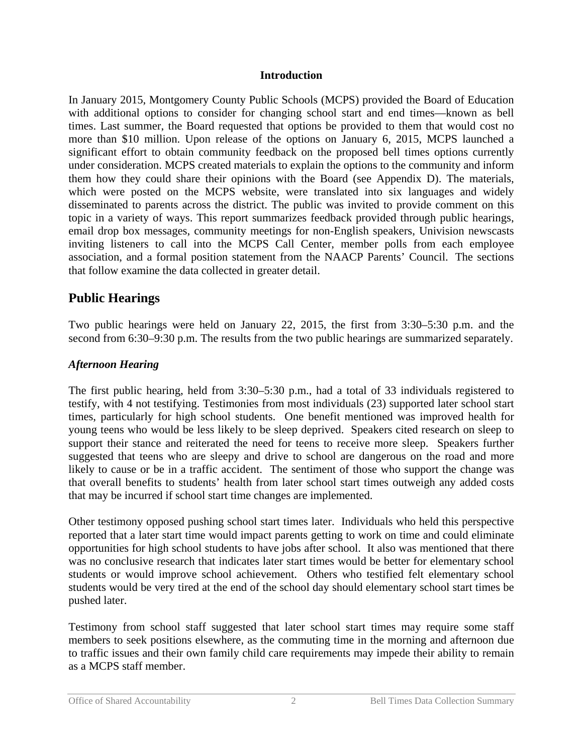**Introduction**

In January 2015, Montgomery County Public Schools (MCPS) provided the Board of Education with additional options to consider for changing school start and end times—known as bell times. Last summer, the Board requested that options be provided to them that would cost no more than $10 million. Upon release of the options on January 6, 2015, MCPS launched a significant effort to obtain community feedback on the proposed bell times options currently under consideration. MCPS created materials to explain the options to the community and inform them how they could share their opinions with the Board (see Appendix D). The materials, which were posted on the MCPS website, were translated into six languages and widely disseminated to parents across the district. The public was invited to provide comment on this topic in a variety of ways. This report summarizes feedback provided through public hearings, email drop box messages, community meetings for non-English speakers, Univision newscasts inviting listeners to call into the MCPS Call Center, member polls from each employee association, and a formal position statement from the NAACP Parents' Council. The sections that follow examine the data collected in greater detail.

## Public Hearings

Two public hearings were held on January 22, 2015, the first from 3:30–5:30 p.m. and the second from 6:30–9:30 p.m. The results from the two public hearings are summarized separately.

### *Afternoon Hearing*

The first public hearing, held from 3:30–5:30 p.m., had a total of 33 individuals registered to testify, with 4 not testifying. Testimonies from most individuals (23) supported later school start times, particularly for high school students. One benefit mentioned was improved health for young teens who would be less likely to be sleep deprived. Speakers cited research on sleep to support their stance and reiterated the need for teens to receive more sleep. Speakers further suggested that teens who are sleepy and drive to school are dangerous on the road and more likely to cause or be in a traffic accident. The sentiment of those who support the change was that overall benefits to students' health from later school start times outweigh any added costs that may be incurred if school start time changes are implemented.

Other testimony opposed pushing school start times later. Individuals who held this perspective reported that a later start time would impact parents getting to work on time and could eliminate opportunities for high school students to have jobs after school. It also was mentioned that there was no conclusive research that indicates later start times would be better for elementary school students or would improve school achievement. Others who testified felt elementary school students would be very tired at the end of the school day should elementary school start times be pushed later.

Testimony from school staff suggested that later school start times may require some staff members to seek positions elsewhere, as the commuting time in the morning and afternoon due to traffic issues and their own family child care requirements may impede their ability to remain as a MCPS staff member.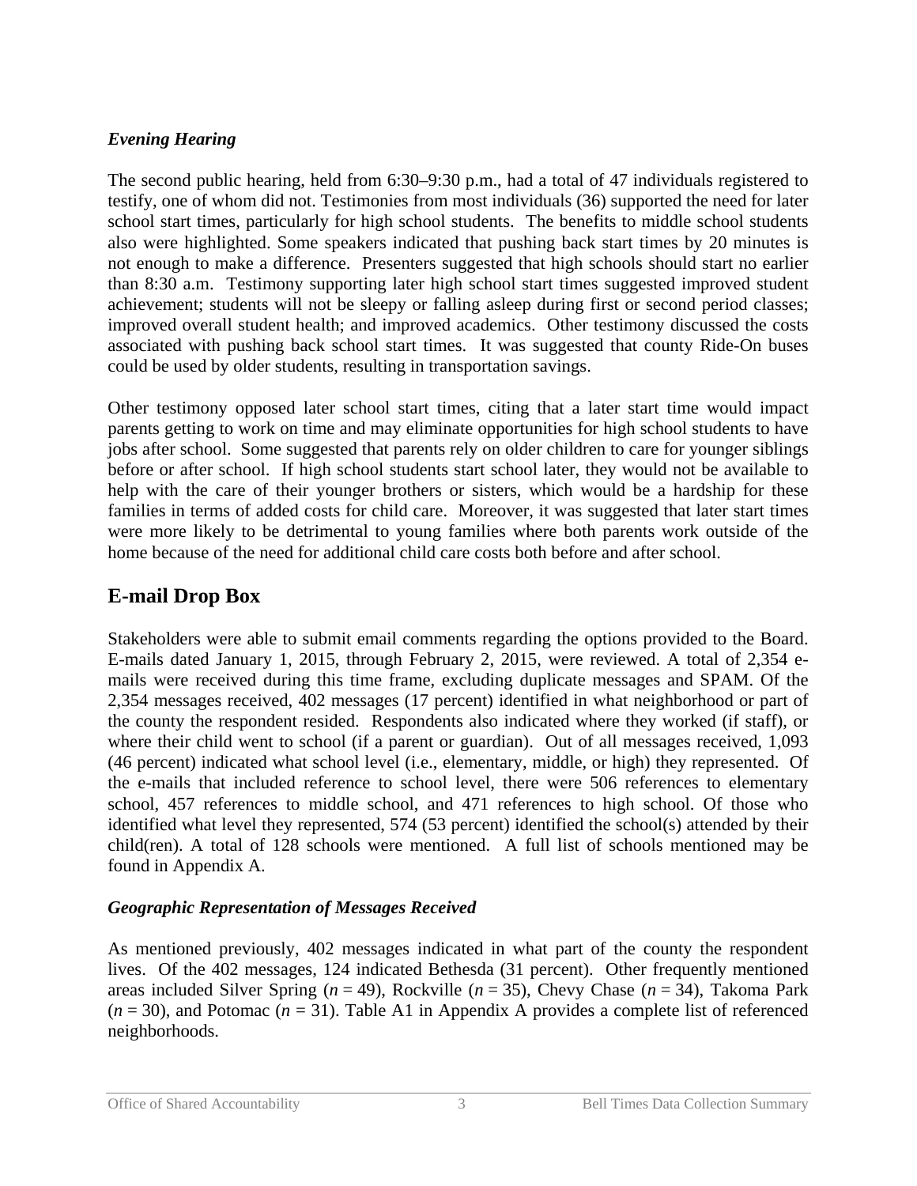### *Evening Hearing*

The second public hearing, held from 6:30–9:30 p.m., had a total of 47 individuals registered to testify, one of whom did not. Testimonies from most individuals (36) supported the need for later school start times, particularly for high school students. The benefits to middle school students also were highlighted. Some speakers indicated that pushing back start times by 20 minutes is not enough to make a difference. Presenters suggested that high schools should start no earlier than 8:30 a.m. Testimony supporting later high school start times suggested improved student achievement; students will not be sleepy or falling asleep during first or second period classes; improved overall student health; and improved academics. Other testimony discussed the costs associated with pushing back school start times. It was suggested that county Ride-On buses could be used by older students, resulting in transportation savings.

Other testimony opposed later school start times, citing that a later start time would impact parents getting to work on time and may eliminate opportunities for high school students to have jobs after school. Some suggested that parents rely on older children to care for younger siblings before or after school. If high school students start school later, they would not be available to help with the care of their younger brothers or sisters, which would be a hardship for these families in terms of added costs for child care. Moreover, it was suggested that later start times were more likely to be detrimental to young families where both parents work outside of the home because of the need for additional child care costs both before and after school.

## E-mail Drop Box

Stakeholders were able to submit email comments regarding the options provided to the Board. E-mails dated January 1, 2015, through February 2, 2015, were reviewed. A total of 2,354 e-mails were received during this time frame, excluding duplicate messages and SPAM. Of the 2,354 messages received, 402 messages (17 percent) identified in what neighborhood or part of the county the respondent resided. Respondents also indicated where they worked (if staff), or where their child went to school (if a parent or guardian). Out of all messages received, 1,093 (46 percent) indicated what school level (i.e., elementary, middle, or high) they represented. Of the e-mails that included reference to school level, there were 506 references to elementary school, 457 references to middle school, and 471 references to high school. Of those who identified what level they represented, 574 (53 percent) identified the school(s) attended by their child(ren). A total of 128 schools were mentioned. A full list of schools mentioned may be found in Appendix A.

### *Geographic Representation of Messages Received*

As mentioned previously, 402 messages indicated in what part of the county the respondent lives. Of the 402 messages, 124 indicated Bethesda (31 percent). Other frequently mentioned areas included Silver Spring ($n$ = 49), Rockville ($n$ = 35), Chevy Chase ($n$ = 34), Takoma Park ($n$ = 30), and Potomac ($n$ = 31). Table A1 in Appendix A provides a complete list of referenced neighborhoods.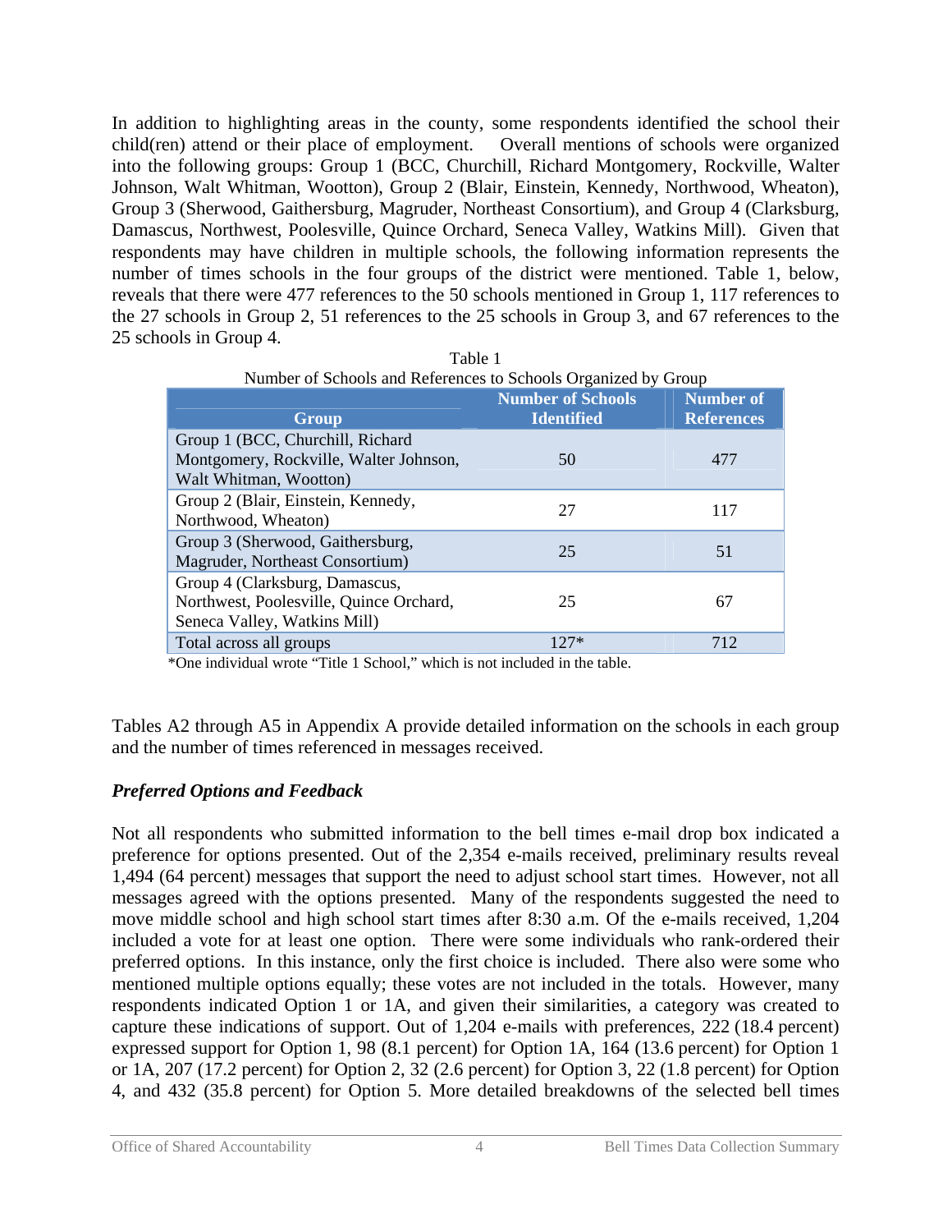In addition to highlighting areas in the county, some respondents identified the school their child(ren) attend or their place of employment. Overall mentions of schools were organized into the following groups: Group 1 (BCC, Churchill, Richard Montgomery, Rockville, Walter Johnson, Walt Whitman, Wootton), Group 2 (Blair, Einstein, Kennedy, Northwood, Wheaton), Group 3 (Sherwood, Gaithersburg, Magruder, Northeast Consortium), and Group 4 (Clarksburg, Damascus, Northwest, Poolesville, Quince Orchard, Seneca Valley, Watkins Mill). Given that respondents may have children in multiple schools, the following information represents the number of times schools in the four groups of the district were mentioned. Table 1, below, reveals that there were 477 references to the 50 schools mentioned in Group 1, 117 references to the 27 schools in Group 2, 51 references to the 25 schools in Group 3, and 67 references to the 25 schools in Group 4.

Table 1
Number of Schools and References to Schools Organized by Group

| Group | Number of Schools Identified | Number of References |
|---|---|---|
| Group 1 (BCC, Churchill, Richard Montgomery, Rockville, Walter Johnson, Walt Whitman, Wootton) | 50 | 477 |
| Group 2 (Blair, Einstein, Kennedy, Northwood, Wheaton) | 27 | 117 |
| Group 3 (Sherwood, Gaithersburg, Magruder, Northeast Consortium) | 25 | 51 |
| Group 4 (Clarksburg, Damascus, Northwest, Poolesville, Quince Orchard, Seneca Valley, Watkins Mill) | 25 | 67 |
| Total across all groups | 127* | 712 |

*One individual wrote "Title 1 School," which is not included in the table.

Tables A2 through A5 in Appendix A provide detailed information on the schools in each group and the number of times referenced in messages received.

### *Preferred Options and Feedback*

Not all respondents who submitted information to the bell times e-mail drop box indicated a preference for options presented. Out of the 2,354 e-mails received, preliminary results reveal 1,494 (64 percent) messages that support the need to adjust school start times. However, not all messages agreed with the options presented. Many of the respondents suggested the need to move middle school and high school start times after 8:30 a.m. Of the e-mails received, 1,204 included a vote for at least one option. There were some individuals who rank-ordered their preferred options. In this instance, only the first choice is included. There also were some who mentioned multiple options equally; these votes are not included in the totals. However, many respondents indicated Option 1 or 1A, and given their similarities, a category was created to capture these indications of support. Out of 1,204 e-mails with preferences, 222 (18.4 percent) expressed support for Option 1, 98 (8.1 percent) for Option 1A, 164 (13.6 percent) for Option 1 or 1A, 207 (17.2 percent) for Option 2, 32 (2.6 percent) for Option 3, 22 (1.8 percent) for Option 4, and 432 (35.8 percent) for Option 5. More detailed breakdowns of the selected bell times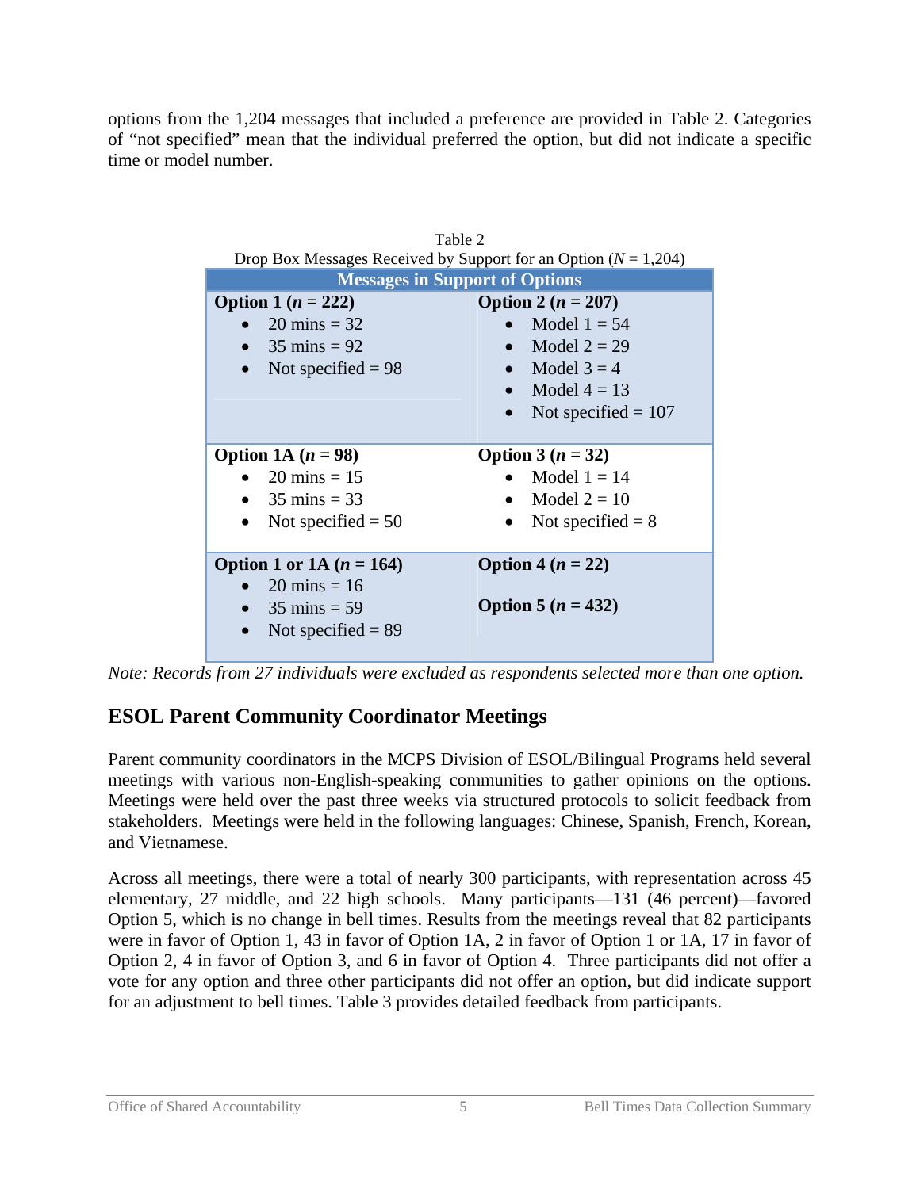options from the 1,204 messages that included a preference are provided in Table 2. Categories of "not specified" mean that the individual preferred the option, but did not indicate a specific time or model number.

Table 2
Drop Box Messages Received by Support for an Option ($N$ = 1,204)

| Messages in Support of Options | |
|---|---|
| **Option 1 ($n$ = 222)**<br>• 20 mins = 32<br>• 35 mins = 92<br>• Not specified = 98 | **Option 2 ($n$ = 207)**<br>• Model 1 = 54<br>• Model 2 = 29<br>• Model 3 = 4<br>• Model 4 = 13<br>• Not specified = 107 |
| **Option 1A ($n$ = 98)**<br>• 20 mins = 15<br>• 35 mins = 33<br>• Not specified = 50 | **Option 3 ($n$ = 32)**<br>• Model 1 = 14<br>• Model 2 = 10<br>• Not specified = 8 |
| **Option 1 or 1A ($n$ = 164)**<br>• 20 mins = 16<br>• 35 mins = 59<br>• Not specified = 89 | **Option 4 ($n$ = 22)**<br><br>**Option 5 ($n$ = 432)** |

*Note: Records from 27 individuals were excluded as respondents selected more than one option.*

## ESOL Parent Community Coordinator Meetings

Parent community coordinators in the MCPS Division of ESOL/Bilingual Programs held several meetings with various non-English-speaking communities to gather opinions on the options. Meetings were held over the past three weeks via structured protocols to solicit feedback from stakeholders. Meetings were held in the following languages: Chinese, Spanish, French, Korean, and Vietnamese.

Across all meetings, there were a total of nearly 300 participants, with representation across 45 elementary, 27 middle, and 22 high schools. Many participants—131 (46 percent)—favored Option 5, which is no change in bell times. Results from the meetings reveal that 82 participants were in favor of Option 1, 43 in favor of Option 1A, 2 in favor of Option 1 or 1A, 17 in favor of Option 2, 4 in favor of Option 3, and 6 in favor of Option 4. Three participants did not offer a vote for any option and three other participants did not offer an option, but did indicate support for an adjustment to bell times. Table 3 provides detailed feedback from participants.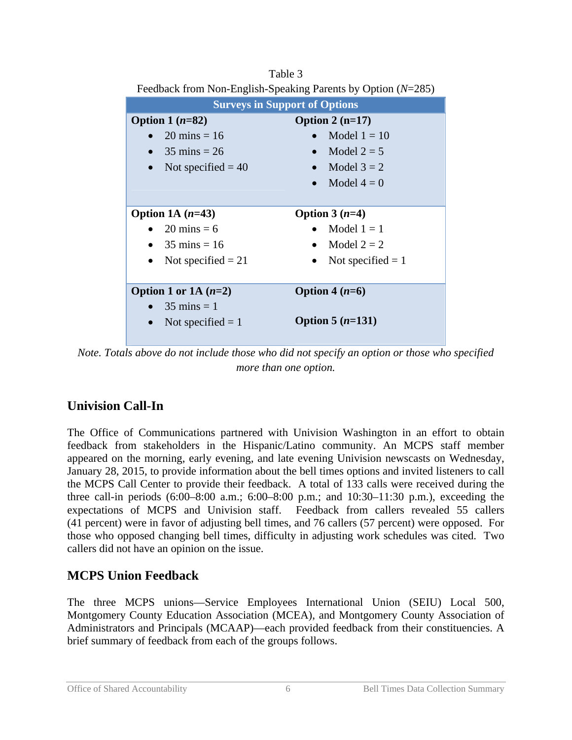Table 3
Feedback from Non-English-Speaking Parents by Option (*N*=285)

| Surveys in Support of Options | |
|---|---|
| **Option 1 (*n*=82)**<br>• 20 mins = 16<br>• 35 mins = 26<br>• Not specified = 40 | **Option 2 (n=17)**<br>• Model 1 = 10<br>• Model 2 = 5<br>• Model 3 = 2<br>• Model 4 = 0 |
| **Option 1A (*n*=43)**<br>• 20 mins = 6<br>• 35 mins = 16<br>• Not specified = 21 | **Option 3 (*n*=4)**<br>• Model 1 = 1<br>• Model 2 = 2<br>• Not specified = 1 |
| **Option 1 or 1A (*n*=2)**<br>• 35 mins = 1<br>• Not specified = 1 | **Option 4 (*n*=6)**<br><br>**Option 5 (*n*=131)** |

*Note. Totals above do not include those who did not specify an option or those who specified more than one option.*

## Univision Call-In

The Office of Communications partnered with Univision Washington in an effort to obtain feedback from stakeholders in the Hispanic/Latino community. An MCPS staff member appeared on the morning, early evening, and late evening Univision newscasts on Wednesday, January 28, 2015, to provide information about the bell times options and invited listeners to call the MCPS Call Center to provide their feedback. A total of 133 calls were received during the three call-in periods (6:00–8:00 a.m.; 6:00–8:00 p.m.; and 10:30–11:30 p.m.), exceeding the expectations of MCPS and Univision staff. Feedback from callers revealed 55 callers (41 percent) were in favor of adjusting bell times, and 76 callers (57 percent) were opposed. For those who opposed changing bell times, difficulty in adjusting work schedules was cited. Two callers did not have an opinion on the issue.

## MCPS Union Feedback

The three MCPS unions—Service Employees International Union (SEIU) Local 500, Montgomery County Education Association (MCEA), and Montgomery County Association of Administrators and Principals (MCAAP)—each provided feedback from their constituencies. A brief summary of feedback from each of the groups follows.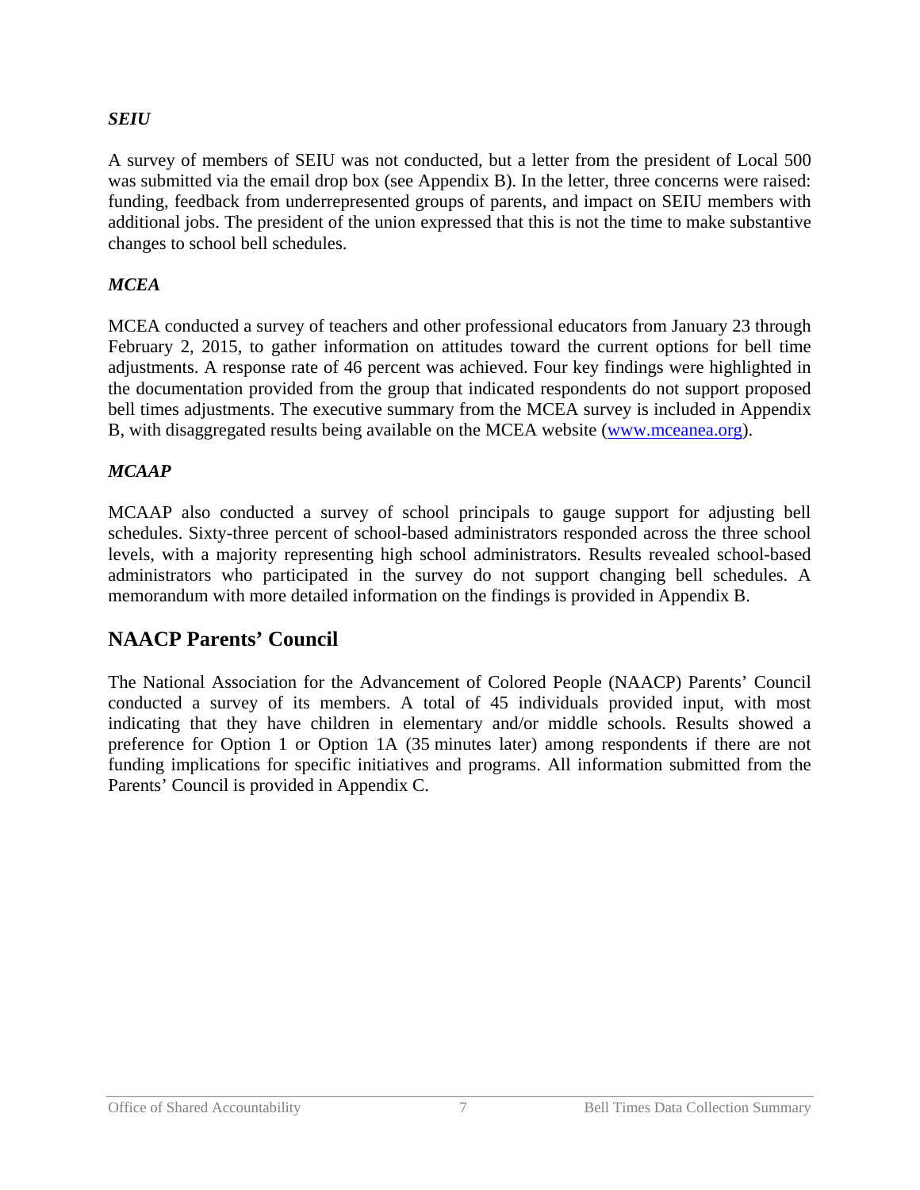### *SEIU*

A survey of members of SEIU was not conducted, but a letter from the president of Local 500 was submitted via the email drop box (see Appendix B). In the letter, three concerns were raised: funding, feedback from underrepresented groups of parents, and impact on SEIU members with additional jobs. The president of the union expressed that this is not the time to make substantive changes to school bell schedules.

### *MCEA*

MCEA conducted a survey of teachers and other professional educators from January 23 through February 2, 2015, to gather information on attitudes toward the current options for bell time adjustments. A response rate of 46 percent was achieved. Four key findings were highlighted in the documentation provided from the group that indicated respondents do not support proposed bell times adjustments. The executive summary from the MCEA survey is included in Appendix B, with disaggregated results being available on the MCEA website (www.mceanea.org).

### *MCAAP*

MCAAP also conducted a survey of school principals to gauge support for adjusting bell schedules. Sixty-three percent of school-based administrators responded across the three school levels, with a majority representing high school administrators. Results revealed school-based administrators who participated in the survey do not support changing bell schedules. A memorandum with more detailed information on the findings is provided in Appendix B.

## NAACP Parents' Council

The National Association for the Advancement of Colored People (NAACP) Parents' Council conducted a survey of its members. A total of 45 individuals provided input, with most indicating that they have children in elementary and/or middle schools. Results showed a preference for Option 1 or Option 1A (35 minutes later) among respondents if there are not funding implications for specific initiatives and programs. All information submitted from the Parents' Council is provided in Appendix C.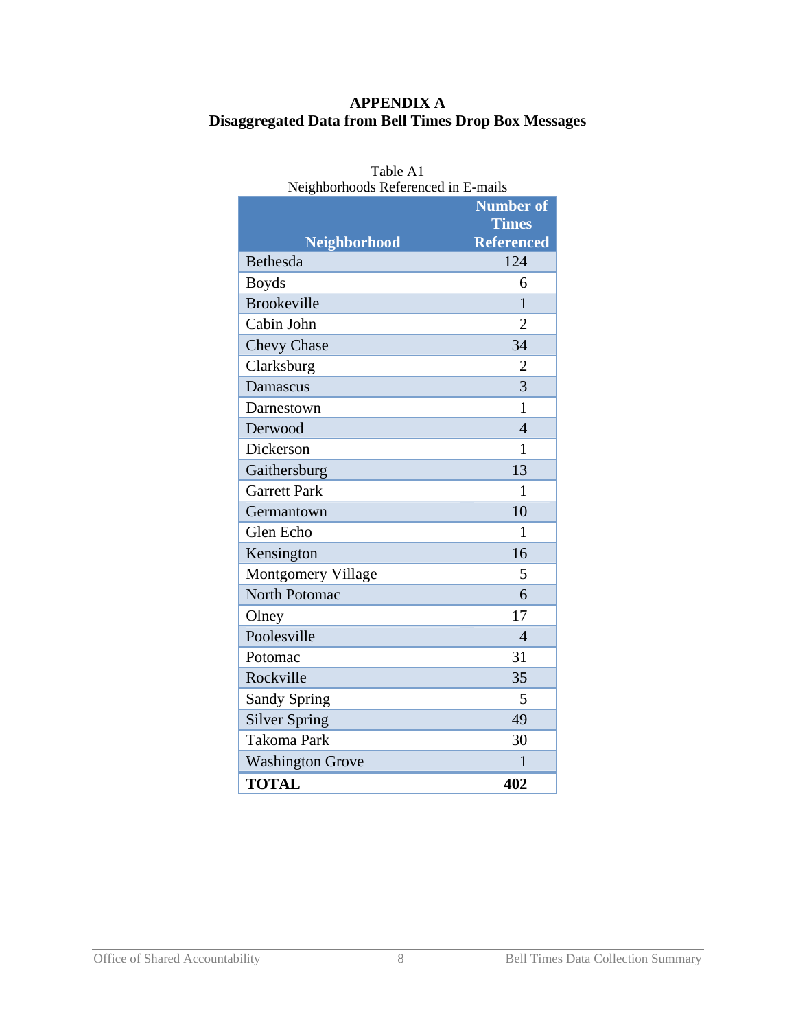**APPENDIX A**
**Disaggregated Data from Bell Times Drop Box Messages**

Table A1
Neighborhoods Referenced in E-mails

| Neighborhood | Number of Times Referenced |
|---|---|
| Bethesda | 124 |
| Boyds | 6 |
| Brookeville | 1 |
| Cabin John | 2 |
| Chevy Chase | 34 |
| Clarksburg | 2 |
| Damascus | 3 |
| Darnestown | 1 |
| Derwood | 4 |
| Dickerson | 1 |
| Gaithersburg | 13 |
| Garrett Park | 1 |
| Germantown | 10 |
| Glen Echo | 1 |
| Kensington | 16 |
| Montgomery Village | 5 |
| North Potomac | 6 |
| Olney | 17 |
| Poolesville | 4 |
| Potomac | 31 |
| Rockville | 35 |
| Sandy Spring | 5 |
| Silver Spring | 49 |
| Takoma Park | 30 |
| Washington Grove | 1 |
| **TOTAL** | **402** |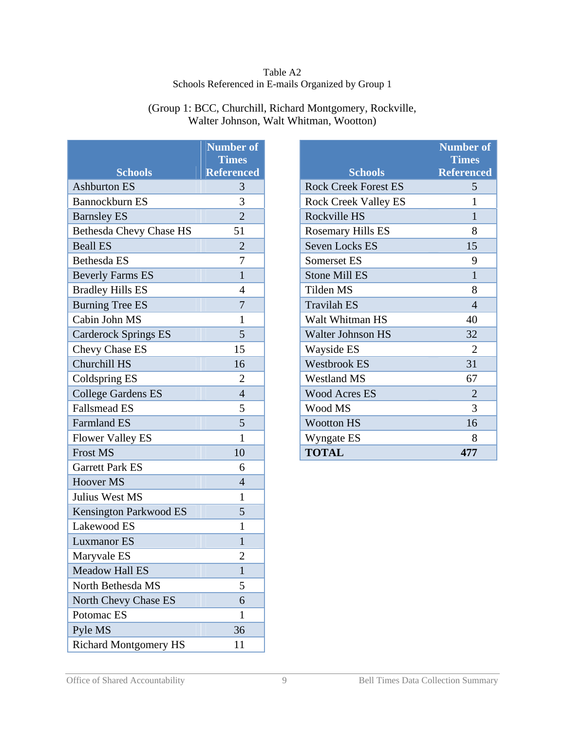Table A2
Schools Referenced in E-mails Organized by Group 1

(Group 1: BCC, Churchill, Richard Montgomery, Rockville, Walter Johnson, Walt Whitman, Wootton)

| Schools | Number of Times Referenced |
|---|---|
| Ashburton ES | 3 |
| Bannockburn ES | 3 |
| Barnsley ES | 2 |
| Bethesda Chevy Chase HS | 51 |
| Beall ES | 2 |
| Bethesda ES | 7 |
| Beverly Farms ES | 1 |
| Bradley Hills ES | 4 |
| Burning Tree ES | 7 |
| Cabin John MS | 1 |
| Carderock Springs ES | 5 |
| Chevy Chase ES | 15 |
| Churchill HS | 16 |
| Coldspring ES | 2 |
| College Gardens ES | 4 |
| Fallsmead ES | 5 |
| Farmland ES | 5 |
| Flower Valley ES | 1 |
| Frost MS | 10 |
| Garrett Park ES | 6 |
| Hoover MS | 4 |
| Julius West MS | 1 |
| Kensington Parkwood ES | 5 |
| Lakewood ES | 1 |
| Luxmanor ES | 1 |
| Maryvale ES | 2 |
| Meadow Hall ES | 1 |
| North Bethesda MS | 5 |
| North Chevy Chase ES | 6 |
| Potomac ES | 1 |
| Pyle MS | 36 |
| Richard Montgomery HS | 11 |

| Schools | Number of Times Referenced |
|---|---|
| Rock Creek Forest ES | 5 |
| Rock Creek Valley ES | 1 |
| Rockville HS | 1 |
| Rosemary Hills ES | 8 |
| Seven Locks ES | 15 |
| Somerset ES | 9 |
| Stone Mill ES | 1 |
| Tilden MS | 8 |
| Travilah ES | 4 |
| Walt Whitman HS | 40 |
| Walter Johnson HS | 32 |
| Wayside ES | 2 |
| Westbrook ES | 31 |
| Westland MS | 67 |
| Wood Acres ES | 2 |
| Wood MS | 3 |
| Wootton HS | 16 |
| Wyngate ES | 8 |
| **TOTAL** | **477** |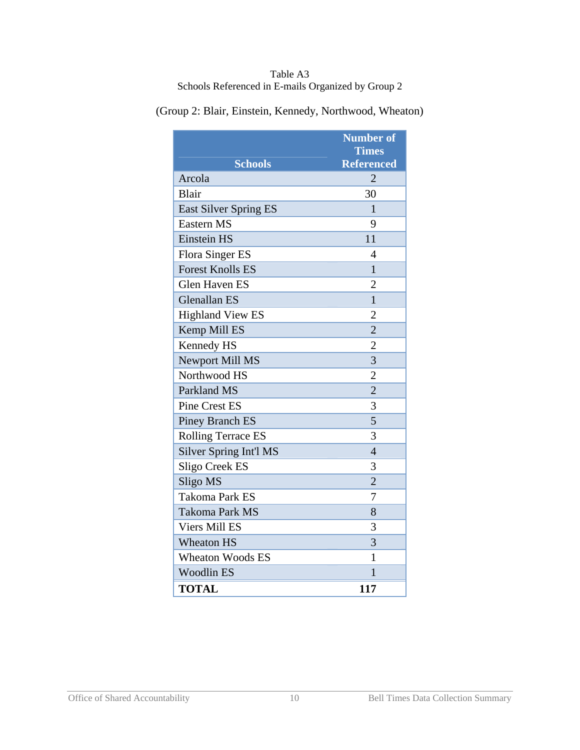Table A3
Schools Referenced in E-mails Organized by Group 2

(Group 2: Blair, Einstein, Kennedy, Northwood, Wheaton)

| Schools | Number of Times Referenced |
|---|---|
| Arcola | 2 |
| Blair | 30 |
| East Silver Spring ES | 1 |
| Eastern MS | 9 |
| Einstein HS | 11 |
| Flora Singer ES | 4 |
| Forest Knolls ES | 1 |
| Glen Haven ES | 2 |
| Glenallan ES | 1 |
| Highland View ES | 2 |
| Kemp Mill ES | 2 |
| Kennedy HS | 2 |
| Newport Mill MS | 3 |
| Northwood HS | 2 |
| Parkland MS | 2 |
| Pine Crest ES | 3 |
| Piney Branch ES | 5 |
| Rolling Terrace ES | 3 |
| Silver Spring Int'l MS | 4 |
| Sligo Creek ES | 3 |
| Sligo MS | 2 |
| Takoma Park ES | 7 |
| Takoma Park MS | 8 |
| Viers Mill ES | 3 |
| Wheaton HS | 3 |
| Wheaton Woods ES | 1 |
| Woodlin ES | 1 |
| **TOTAL** | **117** |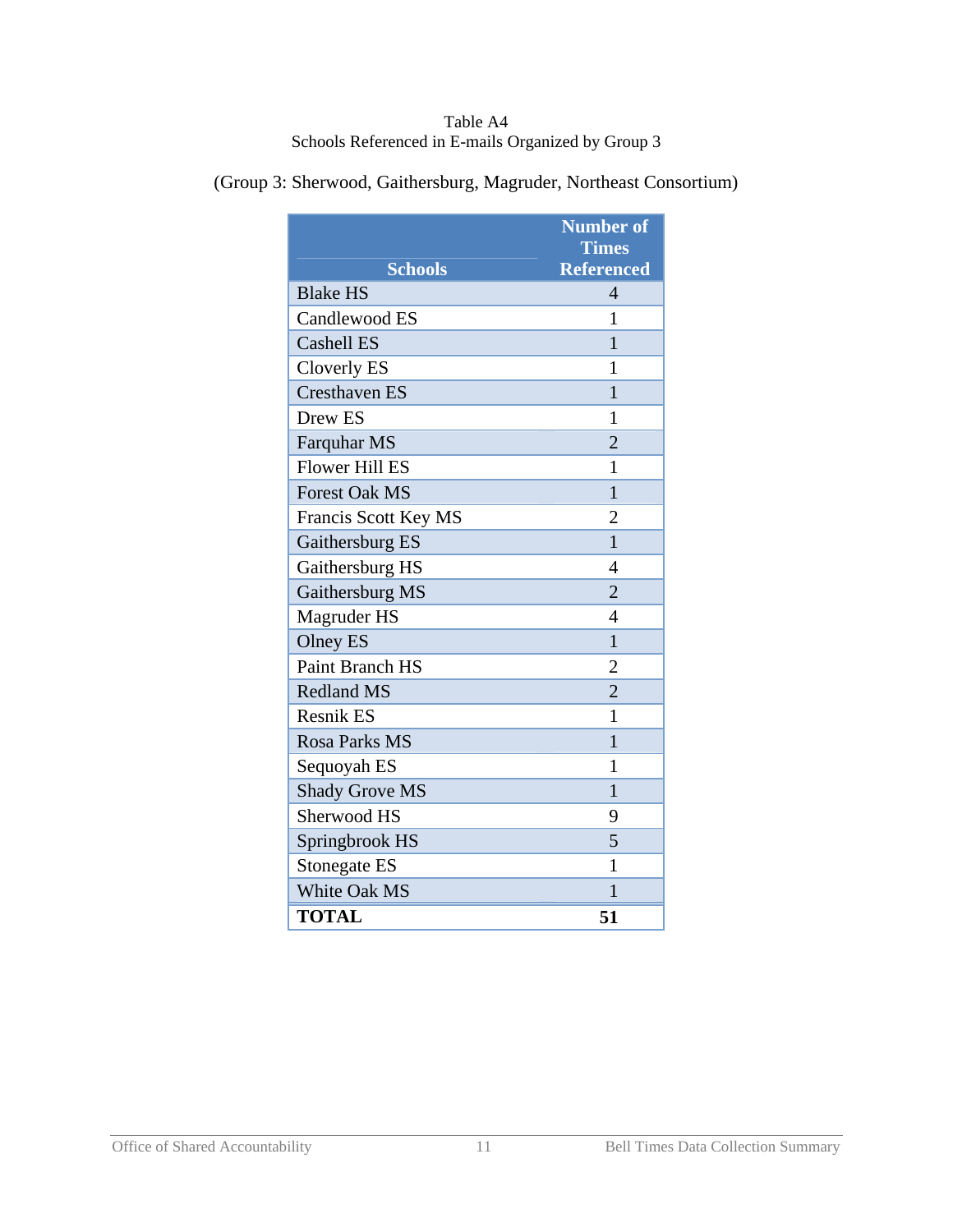Table A4
Schools Referenced in E-mails Organized by Group 3

(Group 3: Sherwood, Gaithersburg, Magruder, Northeast Consortium)

| Schools | Number of Times Referenced |
|---|---|
| Blake HS | 4 |
| Candlewood ES | 1 |
| Cashell ES | 1 |
| Cloverly ES | 1 |
| Cresthaven ES | 1 |
| Drew ES | 1 |
| Farquhar MS | 2 |
| Flower Hill ES | 1 |
| Forest Oak MS | 1 |
| Francis Scott Key MS | 2 |
| Gaithersburg ES | 1 |
| Gaithersburg HS | 4 |
| Gaithersburg MS | 2 |
| Magruder HS | 4 |
| Olney ES | 1 |
| Paint Branch HS | 2 |
| Redland MS | 2 |
| Resnik ES | 1 |
| Rosa Parks MS | 1 |
| Sequoyah ES | 1 |
| Shady Grove MS | 1 |
| Sherwood HS | 9 |
| Springbrook HS | 5 |
| Stonegate ES | 1 |
| White Oak MS | 1 |
| **TOTAL** | **51** |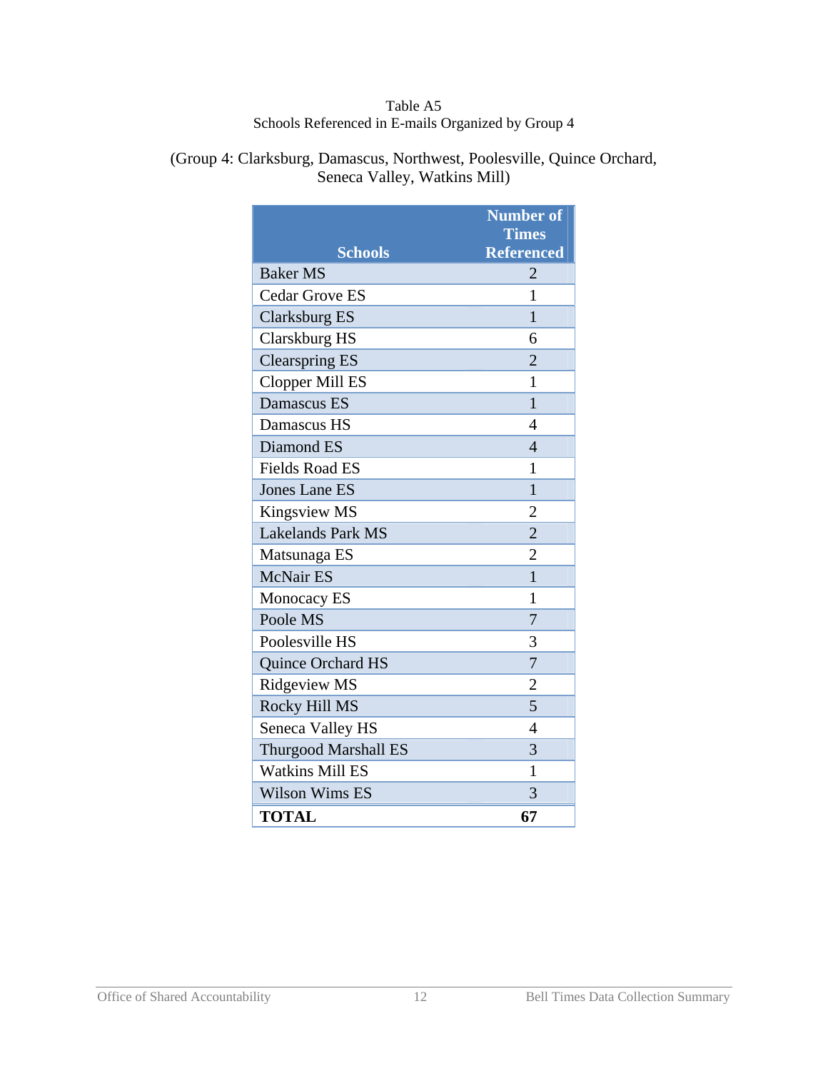Table A5
Schools Referenced in E-mails Organized by Group 4

(Group 4: Clarksburg, Damascus, Northwest, Poolesville, Quince Orchard, Seneca Valley, Watkins Mill)

| Schools | Number of Times Referenced |
|---|---|
| Baker MS | 2 |
| Cedar Grove ES | 1 |
| Clarksburg ES | 1 |
| Clarskburg HS | 6 |
| Clearspring ES | 2 |
| Clopper Mill ES | 1 |
| Damascus ES | 1 |
| Damascus HS | 4 |
| Diamond ES | 4 |
| Fields Road ES | 1 |
| Jones Lane ES | 1 |
| Kingsview MS | 2 |
| Lakelands Park MS | 2 |
| Matsunaga ES | 2 |
| McNair ES | 1 |
| Monocacy ES | 1 |
| Poole MS | 7 |
| Poolesville HS | 3 |
| Quince Orchard HS | 7 |
| Ridgeview MS | 2 |
| Rocky Hill MS | 5 |
| Seneca Valley HS | 4 |
| Thurgood Marshall ES | 3 |
| Watkins Mill ES | 1 |
| Wilson Wims ES | 3 |
| **TOTAL** | **67** |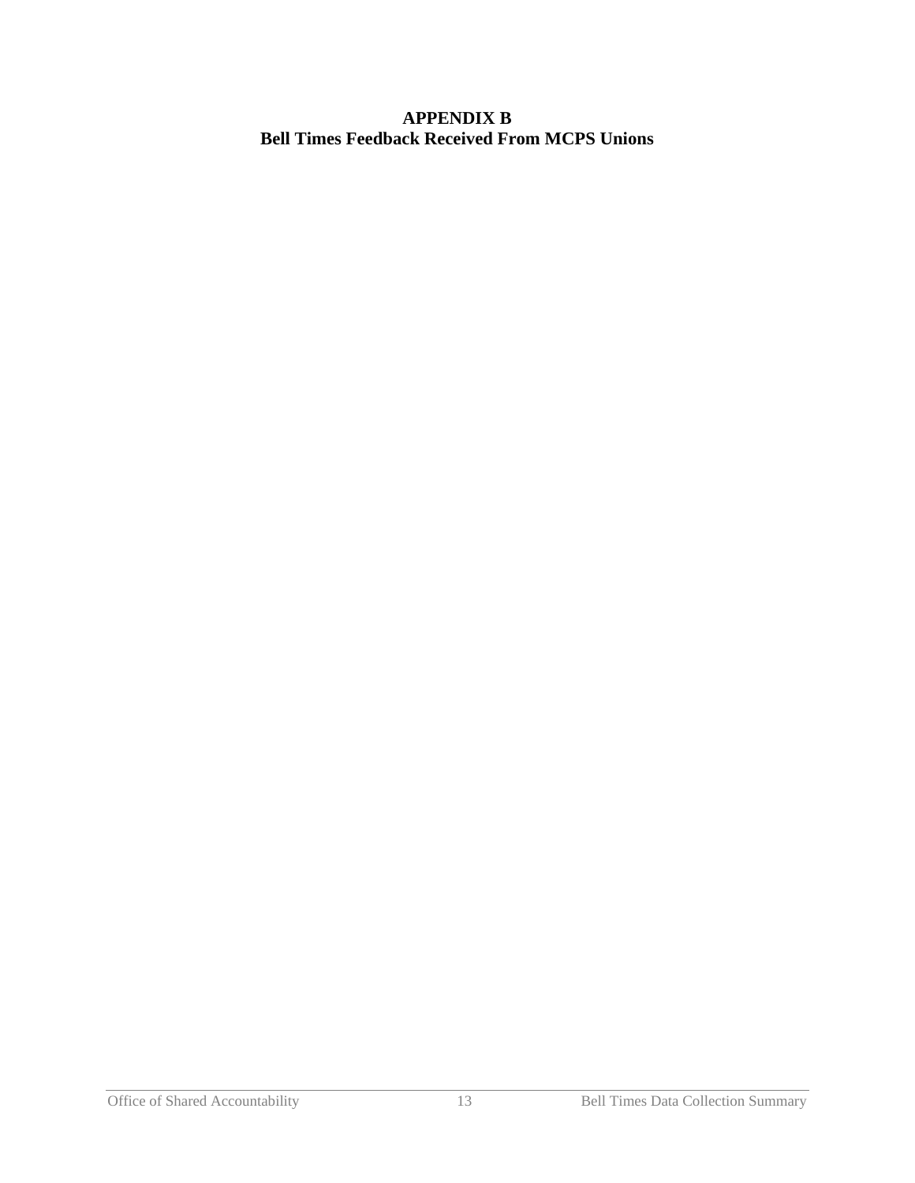# APPENDIX B
## Bell Times Feedback Received From MCPS Unions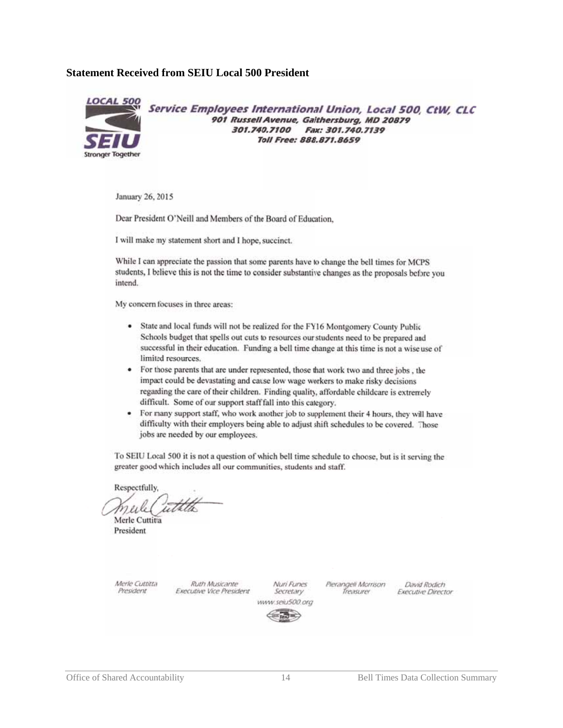### Statement Received from SEIU Local 500 President

LOCAL 500
SEIU
Stronger Together

**Service Employees International Union, Local 500, CtW, CLC**
**901 Russell Avenue, Gaithersburg, MD 20879**
**301.740.7100 Fax: 301.740.7139**
**Toll Free: 888.871.8659**

January 26, 2015

Dear President O'Neill and Members of the Board of Education,

I will make my statement short and I hope, succinct.

While I can appreciate the passion that some parents have to change the bell times for MCPS students, I believe this is not the time to consider substantive changes as the proposals before you intend.

My concern focuses in three areas:

- State and local funds will not be realized for the FY16 Montgomery County Public Schools budget that spells out cuts to resources our students need to be prepared and successful in their education. Funding a bell time change at this time is not a wise use of limited resources.
- For those parents that are under represented, those that work two and three jobs , the impact could be devastating and cause low wage workers to make risky decisions regarding the care of their children. Finding quality, affordable childcare is extremely difficult. Some of our support staff fall into this category.
- For many support staff, who work another job to supplement their 4 hours, they will have difficulty with their employers being able to adjust shift schedules to be covered. Those jobs are needed by our employees.

To SEIU Local 500 it is not a question of which bell time schedule to choose, but is it serving the greater good which includes all our communities, students and staff.

Respectfully,

Merle Cuttitta
President

*Merle Cuttitta, President* | *Ruth Musicante, Executive Vice President* | *Nuri Funes, Secretary* | *Pierangeli Morrison, Treasurer* | *David Rodich, Executive Director*

*www.seiu500.org*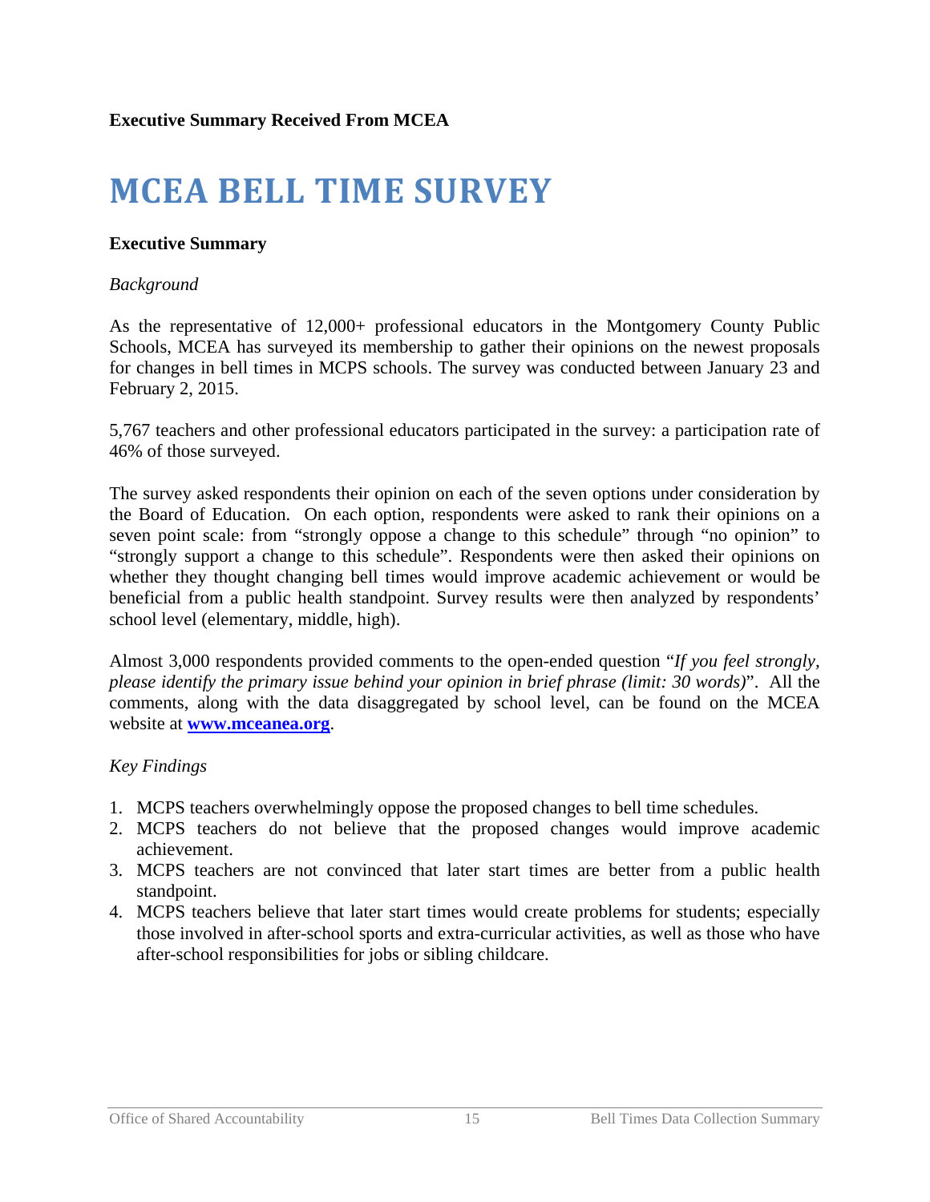**Executive Summary Received From MCEA**

# MCEA BELL TIME SURVEY

**Executive Summary**

*Background*

As the representative of 12,000+ professional educators in the Montgomery County Public Schools, MCEA has surveyed its membership to gather their opinions on the newest proposals for changes in bell times in MCPS schools. The survey was conducted between January 23 and February 2, 2015.

5,767 teachers and other professional educators participated in the survey: a participation rate of 46% of those surveyed.

The survey asked respondents their opinion on each of the seven options under consideration by the Board of Education. On each option, respondents were asked to rank their opinions on a seven point scale: from "strongly oppose a change to this schedule" through "no opinion" to "strongly support a change to this schedule". Respondents were then asked their opinions on whether they thought changing bell times would improve academic achievement or would be beneficial from a public health standpoint. Survey results were then analyzed by respondents' school level (elementary, middle, high).

Almost 3,000 respondents provided comments to the open-ended question "*If you feel strongly, please identify the primary issue behind your opinion in brief phrase (limit: 30 words)*". All the comments, along with the data disaggregated by school level, can be found on the MCEA website at **www.mceanea.org**.

*Key Findings*

1. MCPS teachers overwhelmingly oppose the proposed changes to bell time schedules.
2. MCPS teachers do not believe that the proposed changes would improve academic achievement.
3. MCPS teachers are not convinced that later start times are better from a public health standpoint.
4. MCPS teachers believe that later start times would create problems for students; especially those involved in after-school sports and extra-curricular activities, as well as those who have after-school responsibilities for jobs or sibling childcare.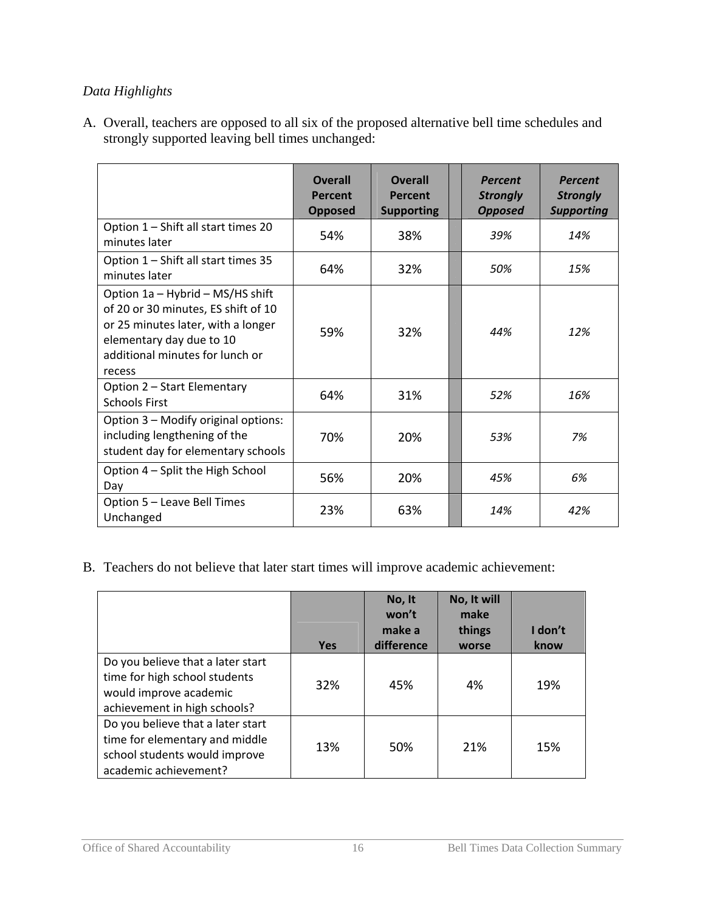*Data Highlights*

A. Overall, teachers are opposed to all six of the proposed alternative bell time schedules and strongly supported leaving bell times unchanged:

| | **Overall Percent Opposed** | **Overall Percent Supporting** | | ***Percent Strongly Opposed*** | ***Percent Strongly Supporting*** |
|---|---|---|---|---|---|
| Option 1 – Shift all start times 20 minutes later | 54% | 38% | | *39%* | *14%* |
| Option 1 – Shift all start times 35 minutes later | 64% | 32% | | *50%* | *15%* |
| Option 1a – Hybrid – MS/HS shift of 20 or 30 minutes, ES shift of 10 or 25 minutes later, with a longer elementary day due to 10 additional minutes for lunch or recess | 59% | 32% | | *44%* | *12%* |
| Option 2 – Start Elementary Schools First | 64% | 31% | | *52%* | *16%* |
| Option 3 – Modify original options: including lengthening of the student day for elementary schools | 70% | 20% | | *53%* | *7%* |
| Option 4 – Split the High School Day | 56% | 20% | | *45%* | *6%* |
| Option 5 – Leave Bell Times Unchanged | 23% | 63% | | *14%* | *42%* |

B. Teachers do not believe that later start times will improve academic achievement:

| | **Yes** | **No, It won't make a difference** | **No, It will make things worse** | **I don't know** |
|---|---|---|---|---|
| Do you believe that a later start time for high school students would improve academic achievement in high schools? | 32% | 45% | 4% | 19% |
| Do you believe that a later start time for elementary and middle school students would improve academic achievement? | 13% | 50% | 21% | 15% |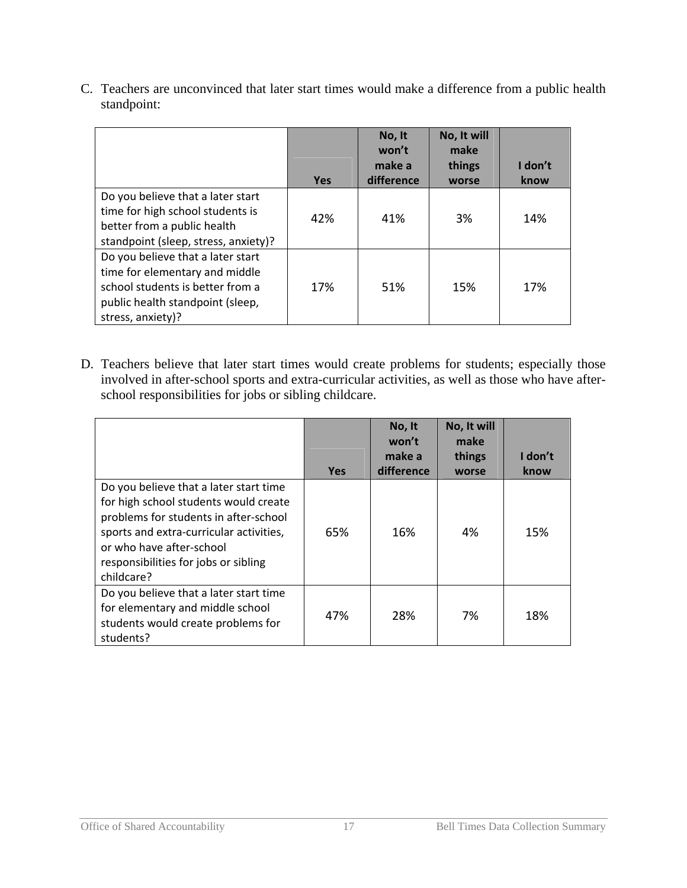C. Teachers are unconvinced that later start times would make a difference from a public health standpoint:

| | Yes | No, It won't make a difference | No, It will make things worse | I don't know |
|---|---|---|---|---|
| Do you believe that a later start time for high school students is better from a public health standpoint (sleep, stress, anxiety)? | 42% | 41% | 3% | 14% |
| Do you believe that a later start time for elementary and middle school students is better from a public health standpoint (sleep, stress, anxiety)? | 17% | 51% | 15% | 17% |

D. Teachers believe that later start times would create problems for students; especially those involved in after-school sports and extra-curricular activities, as well as those who have after-school responsibilities for jobs or sibling childcare.

| | Yes | No, It won't make a difference | No, It will make things worse | I don't know |
|---|---|---|---|---|
| Do you believe that a later start time for high school students would create problems for students in after-school sports and extra-curricular activities, or who have after-school responsibilities for jobs or sibling childcare? | 65% | 16% | 4% | 15% |
| Do you believe that a later start time for elementary and middle school students would create problems for students? | 47% | 28% | 7% | 18% |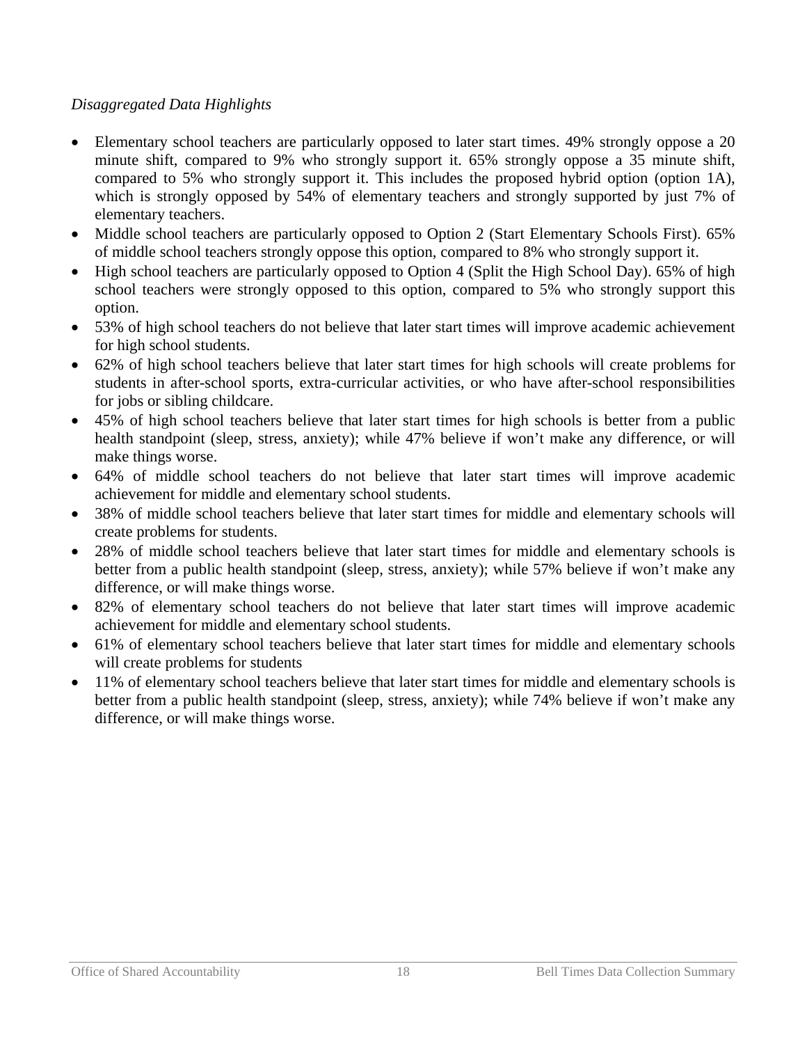*Disaggregated Data Highlights*

- Elementary school teachers are particularly opposed to later start times. 49% strongly oppose a 20 minute shift, compared to 9% who strongly support it. 65% strongly oppose a 35 minute shift, compared to 5% who strongly support it. This includes the proposed hybrid option (option 1A), which is strongly opposed by 54% of elementary teachers and strongly supported by just 7% of elementary teachers.
- Middle school teachers are particularly opposed to Option 2 (Start Elementary Schools First). 65% of middle school teachers strongly oppose this option, compared to 8% who strongly support it.
- High school teachers are particularly opposed to Option 4 (Split the High School Day). 65% of high school teachers were strongly opposed to this option, compared to 5% who strongly support this option.
- 53% of high school teachers do not believe that later start times will improve academic achievement for high school students.
- 62% of high school teachers believe that later start times for high schools will create problems for students in after-school sports, extra-curricular activities, or who have after-school responsibilities for jobs or sibling childcare.
- 45% of high school teachers believe that later start times for high schools is better from a public health standpoint (sleep, stress, anxiety); while 47% believe if won't make any difference, or will make things worse.
- 64% of middle school teachers do not believe that later start times will improve academic achievement for middle and elementary school students.
- 38% of middle school teachers believe that later start times for middle and elementary schools will create problems for students.
- 28% of middle school teachers believe that later start times for middle and elementary schools is better from a public health standpoint (sleep, stress, anxiety); while 57% believe if won't make any difference, or will make things worse.
- 82% of elementary school teachers do not believe that later start times will improve academic achievement for middle and elementary school students.
- 61% of elementary school teachers believe that later start times for middle and elementary schools will create problems for students
- 11% of elementary school teachers believe that later start times for middle and elementary schools is better from a public health standpoint (sleep, stress, anxiety); while 74% believe if won't make any difference, or will make things worse.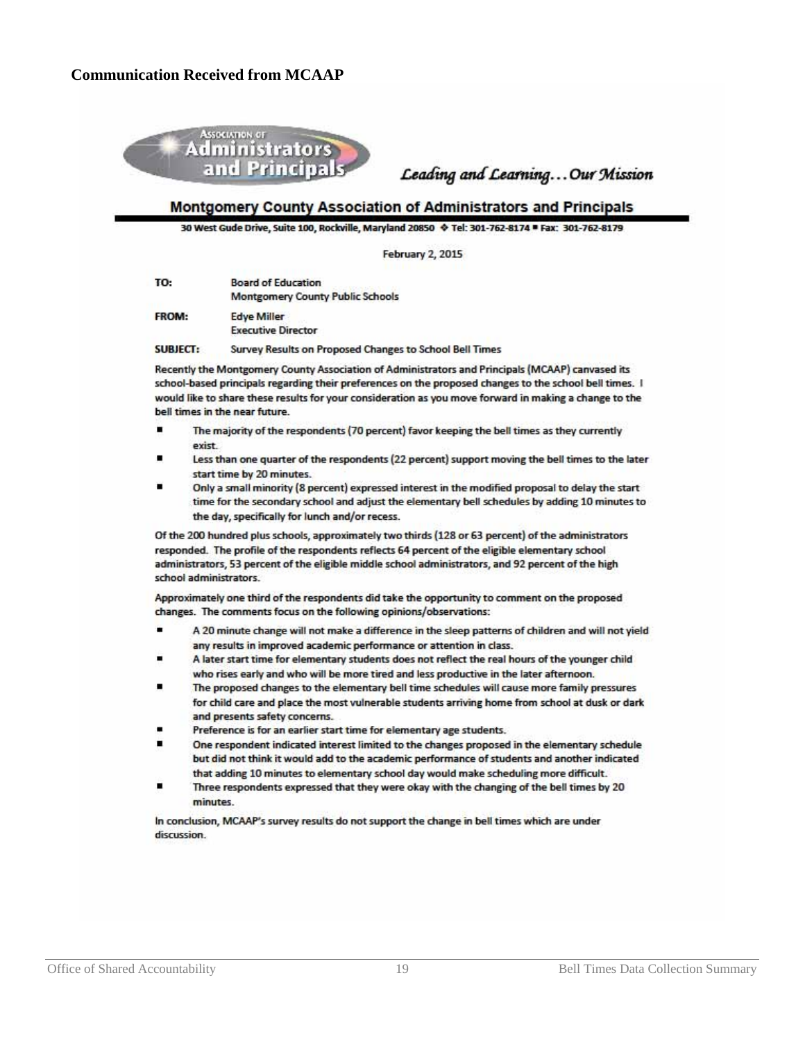## Communication Received from MCAAP

Association of **Administrators and Principals**

*Leading and Learning… Our Mission*

**Montgomery County Association of Administrators and Principals**

30 West Gude Drive, Suite 100, Rockville, Maryland 20850 ❖ Tel: 301-762-8174 ■ Fax: 301-762-8179

February 2, 2015

**TO:** Board of Education
Montgomery County Public Schools

**FROM:** Edye Miller
Executive Director

**SUBJECT:** Survey Results on Proposed Changes to School Bell Times

Recently the Montgomery County Association of Administrators and Principals (MCAAP) canvased its school-based principals regarding their preferences on the proposed changes to the school bell times. I would like to share these results for your consideration as you move forward in making a change to the bell times in the near future.

- The majority of the respondents (70 percent) favor keeping the bell times as they currently exist.
- Less than one quarter of the respondents (22 percent) support moving the bell times to the later start time by 20 minutes.
- Only a small minority (8 percent) expressed interest in the modified proposal to delay the start time for the secondary school and adjust the elementary bell schedules by adding 10 minutes to the day, specifically for lunch and/or recess.

Of the 200 hundred plus schools, approximately two thirds (128 or 63 percent) of the administrators responded. The profile of the respondents reflects 64 percent of the eligible elementary school administrators, 53 percent of the eligible middle school administrators, and 92 percent of the high school administrators.

Approximately one third of the respondents did take the opportunity to comment on the proposed changes. The comments focus on the following opinions/observations:

- A 20 minute change will not make a difference in the sleep patterns of children and will not yield any results in improved academic performance or attention in class.
- A later start time for elementary students does not reflect the real hours of the younger child who rises early and who will be more tired and less productive in the later afternoon.
- The proposed changes to the elementary bell time schedules will cause more family pressures for child care and place the most vulnerable students arriving home from school at dusk or dark and presents safety concerns.
- Preference is for an earlier start time for elementary age students.
- One respondent indicated interest limited to the changes proposed in the elementary schedule but did not think it would add to the academic performance of students and another indicated that adding 10 minutes to elementary school day would make scheduling more difficult.
- Three respondents expressed that they were okay with the changing of the bell times by 20 minutes.

In conclusion, MCAAP's survey results do not support the change in bell times which are under discussion.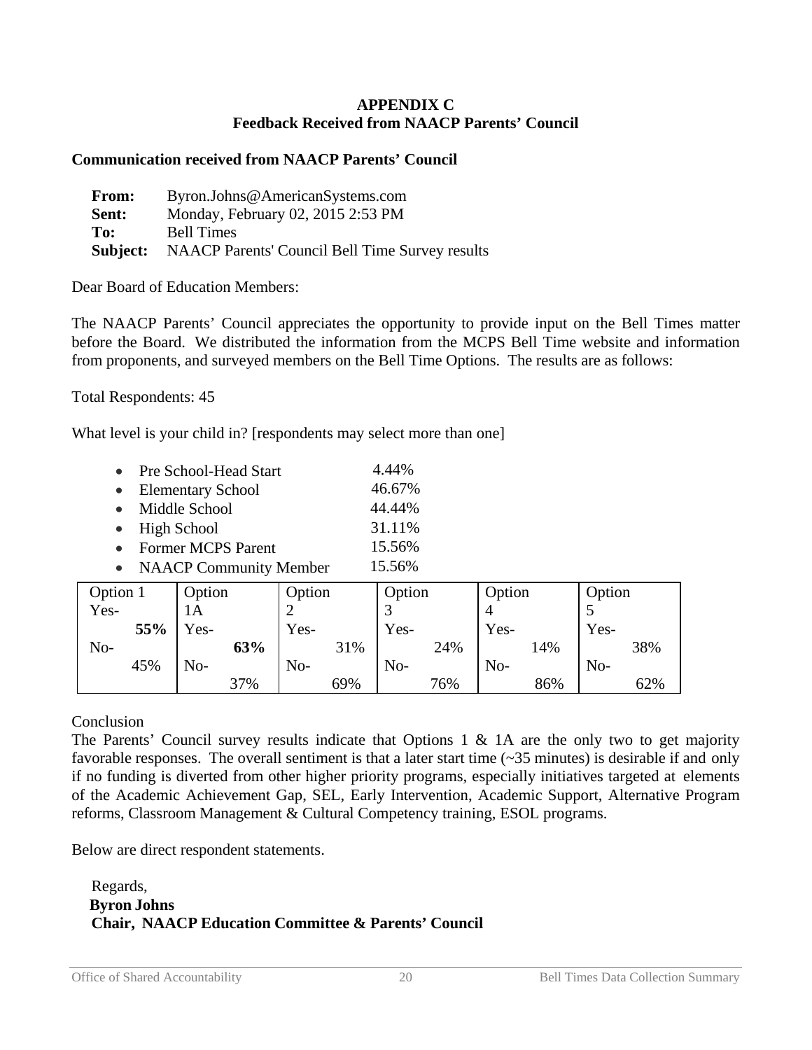**APPENDIX C**
**Feedback Received from NAACP Parents' Council**

**Communication received from NAACP Parents' Council**

**From:** Byron.Johns@AmericanSystems.com
**Sent:** Monday, February 02, 2015 2:53 PM
**To:** Bell Times
**Subject:** NAACP Parents' Council Bell Time Survey results

Dear Board of Education Members:

The NAACP Parents' Council appreciates the opportunity to provide input on the Bell Times matter before the Board. We distributed the information from the MCPS Bell Time website and information from proponents, and surveyed members on the Bell Time Options. The results are as follows:

Total Respondents: 45

What level is your child in? [respondents may select more than one]

- Pre School-Head Start 4.44%
- Elementary School 46.67%
- Middle School 44.44%
- High School 31.11%
- Former MCPS Parent 15.56%
- NAACP Community Member 15.56%

| Option 1 | Option 1A | Option 2 | Option 3 | Option 4 | Option 5 |
|---|---|---|---|---|---|
| Yes- **55%** | Yes- **63%** | Yes- 31% | Yes- 24% | Yes- 14% | Yes- 38% |
| No- 45% | No- 37% | No- 69% | No- 76% | No- 86% | No- 62% |

Conclusion
The Parents' Council survey results indicate that Options 1 & 1A are the only two to get majority favorable responses. The overall sentiment is that a later start time (~35 minutes) is desirable if and only if no funding is diverted from other higher priority programs, especially initiatives targeted at elements of the Academic Achievement Gap, SEL, Early Intervention, Academic Support, Alternative Program reforms, Classroom Management & Cultural Competency training, ESOL programs.

Below are direct respondent statements.

Regards,
**Byron Johns**
**Chair, NAACP Education Committee & Parents' Council**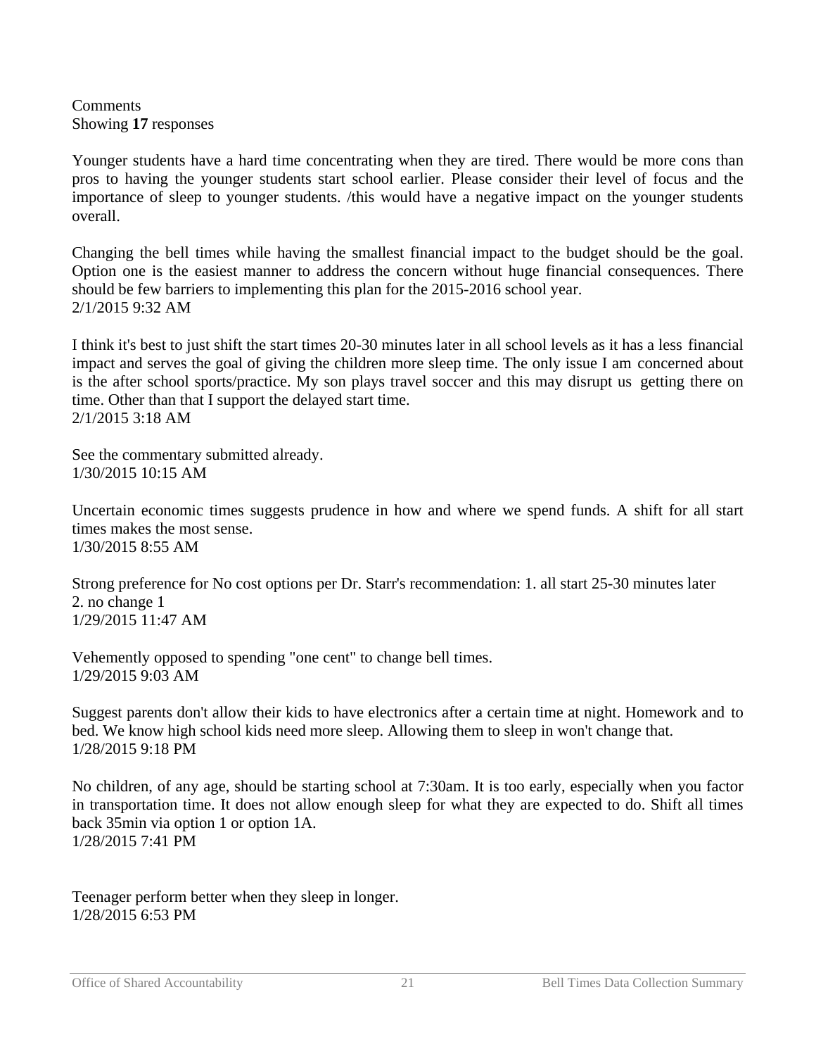Comments
Showing **17** responses

Younger students have a hard time concentrating when they are tired. There would be more cons than pros to having the younger students start school earlier. Please consider their level of focus and the importance of sleep to younger students. /this would have a negative impact on the younger students overall.

Changing the bell times while having the smallest financial impact to the budget should be the goal. Option one is the easiest manner to address the concern without huge financial consequences. There should be few barriers to implementing this plan for the 2015-2016 school year.
2/1/2015 9:32 AM

I think it's best to just shift the start times 20-30 minutes later in all school levels as it has a less financial impact and serves the goal of giving the children more sleep time. The only issue I am concerned about is the after school sports/practice. My son plays travel soccer and this may disrupt us getting there on time. Other than that I support the delayed start time.
2/1/2015 3:18 AM

See the commentary submitted already.
1/30/2015 10:15 AM

Uncertain economic times suggests prudence in how and where we spend funds. A shift for all start times makes the most sense.
1/30/2015 8:55 AM

Strong preference for No cost options per Dr. Starr's recommendation: 1. all start 25-30 minutes later
2. no change 1
1/29/2015 11:47 AM

Vehemently opposed to spending "one cent" to change bell times.
1/29/2015 9:03 AM

Suggest parents don't allow their kids to have electronics after a certain time at night. Homework and to bed. We know high school kids need more sleep. Allowing them to sleep in won't change that.
1/28/2015 9:18 PM

No children, of any age, should be starting school at 7:30am. It is too early, especially when you factor in transportation time. It does not allow enough sleep for what they are expected to do. Shift all times back 35min via option 1 or option 1A.
1/28/2015 7:41 PM

Teenager perform better when they sleep in longer.
1/28/2015 6:53 PM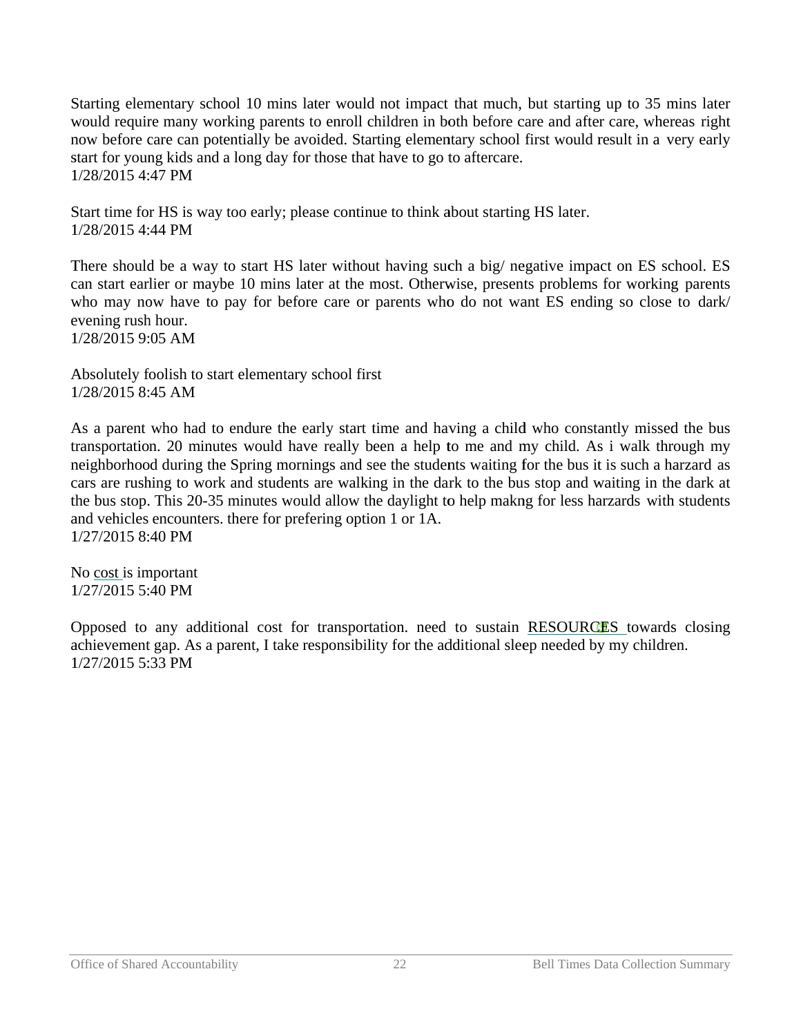Starting elementary school 10 mins later would not impact that much, but starting up to 35 mins later would require many working parents to enroll children in both before care and after care, whereas right now before care can potentially be avoided. Starting elementary school first would result in a very early start for young kids and a long day for those that have to go to aftercare.
1/28/2015 4:47 PM

Start time for HS is way too early; please continue to think about starting HS later.
1/28/2015 4:44 PM

There should be a way to start HS later without having such a big/ negative impact on ES school. ES can start earlier or maybe 10 mins later at the most. Otherwise, presents problems for working parents who may now have to pay for before care or parents who do not want ES ending so close to dark/ evening rush hour.
1/28/2015 9:05 AM

Absolutely foolish to start elementary school first
1/28/2015 8:45 AM

As a parent who had to endure the early start time and having a child who constantly missed the bus transportation. 20 minutes would have really been a help to me and my child. As i walk through my neighborhood during the Spring mornings and see the students waiting for the bus it is such a harzard as cars are rushing to work and students are walking in the dark to the bus stop and waiting in the dark at the bus stop. This 20-35 minutes would allow the daylight to help makng for less harzards with students and vehicles encounters. there for prefering option 1 or 1A.
1/27/2015 8:40 PM

No cost is important
1/27/2015 5:40 PM

Opposed to any additional cost for transportation. need to sustain RESOURCES towards closing achievement gap. As a parent, I take responsibility for the additional sleep needed by my children.
1/27/2015 5:33 PM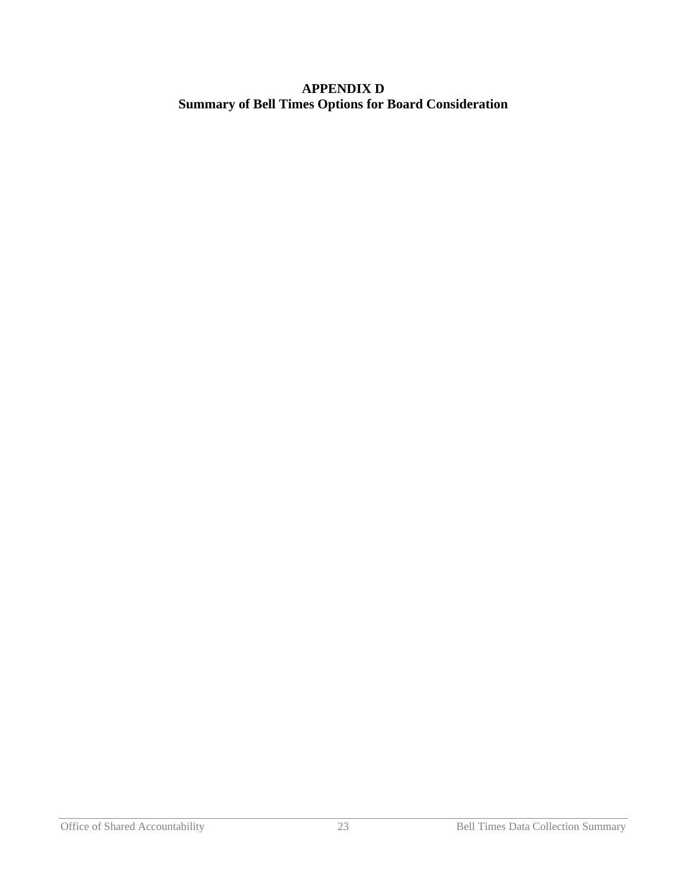# APPENDIX D
## Summary of Bell Times Options for Board Consideration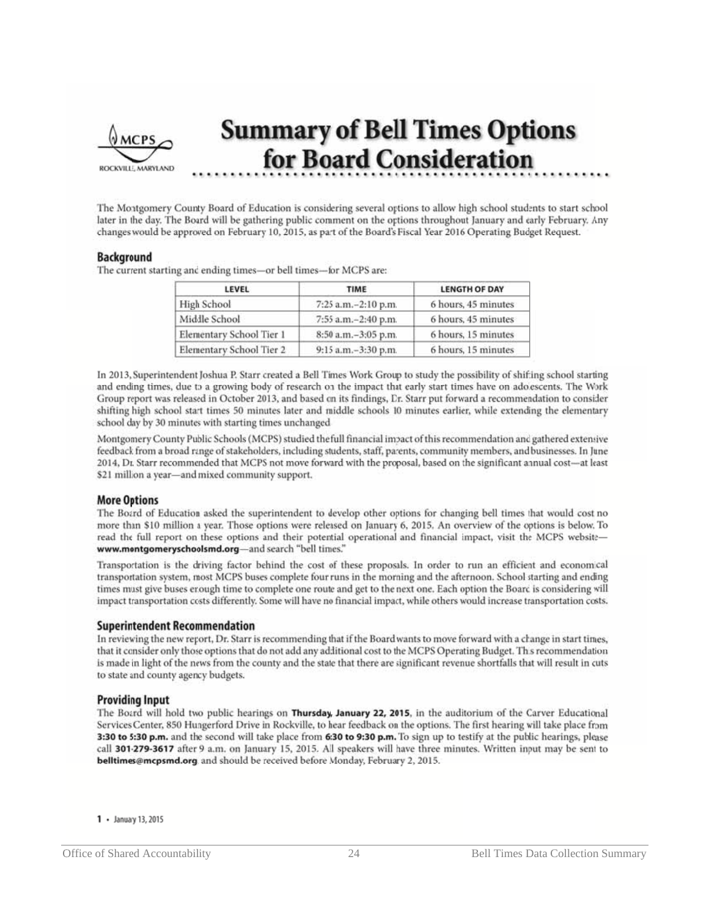MCPS ROCKVILLE, MARYLAND

# Summary of Bell Times Options for Board Consideration

The Montgomery County Board of Education is considering several options to allow high school students to start school later in the day. The Board will be gathering public comment on the options throughout January and early February. Any changes would be approved on February 10, 2015, as part of the Board's Fiscal Year 2016 Operating Budget Request.

## Background

The current starting and ending times—or bell times—for MCPS are:

| LEVEL | TIME | LENGTH OF DAY |
|---|---|---|
| High School | 7:25 a.m.–2:10 p.m. | 6 hours, 45 minutes |
| Middle School | 7:55 a.m.–2:40 p.m. | 6 hours, 45 minutes |
| Elementary School Tier 1 | 8:50 a.m.–3:05 p.m. | 6 hours, 15 minutes |
| Elementary School Tier 2 | 9:15 a.m.–3:30 p.m. | 6 hours, 15 minutes |

In 2013, Superintendent Joshua P. Starr created a Bell Times Work Group to study the possibility of shifting school starting and ending times, due to a growing body of research on the impact that early start times have on adolescents. The Work Group report was released in October 2013, and based on its findings, Dr. Starr put forward a recommendation to consider shifting high school start times 50 minutes later and middle schools 10 minutes earlier, while extending the elementary school day by 30 minutes with starting times unchanged.

Montgomery County Public Schools (MCPS) studied the full financial impact of this recommendation and gathered extensive feedback from a broad range of stakeholders, including students, staff, parents, community members, and businesses. In June 2014, Dr. Starr recommended that MCPS not move forward with the proposal, based on the significant annual cost—at least $21 million a year—and mixed community support.

## More Options

The Board of Education asked the superintendent to develop other options for changing bell times that would cost no more than $10 million a year. Those options were released on January 6, 2015. An overview of the options is below. To read the full report on these options and their potential operational and financial impact, visit the MCPS website—**www.montgomeryschoolsmd.org**—and search "bell times."

Transportation is the driving factor behind the cost of these proposals. In order to run an efficient and economical transportation system, most MCPS buses complete four runs in the morning and the afternoon. School starting and ending times must give buses enough time to complete one route and get to the next one. Each option the Board is considering will impact transportation costs differently. Some will have no financial impact, while others would increase transportation costs.

## Superintendent Recommendation

In reviewing the new report, Dr. Starr is recommending that if the Board wants to move forward with a change in start times, that it consider only those options that do not add any additional cost to the MCPS Operating Budget. This recommendation is made in light of the news from the county and the state that there are significant revenue shortfalls that will result in cuts to state and county agency budgets.

## Providing Input

The Board will hold two public hearings on **Thursday, January 22, 2015**, in the auditorium of the Carver Educational Services Center, 850 Hungerford Drive in Rockville, to hear feedback on the options. The first hearing will take place from **3:30 to 5:30 p.m.** and the second will take place from **6:30 to 9:30 p.m.** To sign up to testify at the public hearings, please call **301-279-3617** after 9 a.m. on January 15, 2015. All speakers will have three minutes. Written input may be sent to **belltimes@mcpsmd.org** and should be received before Monday, February 2, 2015.

1 • January 13, 2015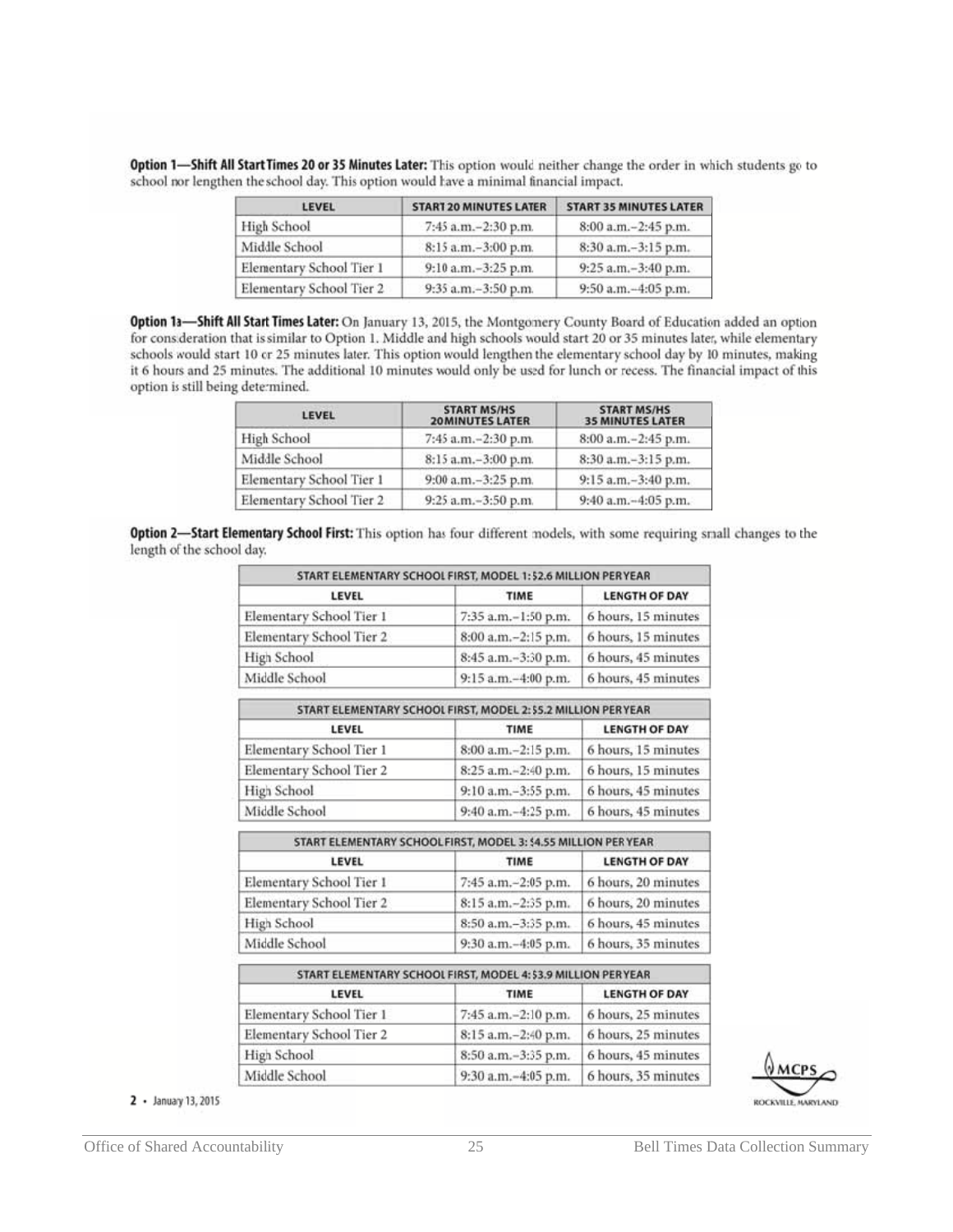**Option 1—Shift All Start Times 20 or 35 Minutes Later:** This option would neither change the order in which students go to school nor lengthen the school day. This option would have a minimal financial impact.

| LEVEL | START 20 MINUTES LATER | START 35 MINUTES LATER |
|---|---|---|
| High School | 7:45 a.m.–2:30 p.m. | 8:00 a.m.–2:45 p.m. |
| Middle School | 8:15 a.m.–3:00 p.m. | 8:30 a.m.–3:15 p.m. |
| Elementary School Tier 1 | 9:10 a.m.–3:25 p.m. | 9:25 a.m.–3:40 p.m. |
| Elementary School Tier 2 | 9:35 a.m.–3:50 p.m. | 9:50 a.m.–4:05 p.m. |

**Option 1a—Shift All Start Times Later:** On January 13, 2015, the Montgomery County Board of Education added an option for consideration that is similar to Option 1. Middle and high schools would start 20 or 35 minutes later, while elementary schools would start 10 or 25 minutes later. This option would lengthen the elementary school day by 10 minutes, making it 6 hours and 25 minutes. The additional 10 minutes would only be used for lunch or recess. The financial impact of this option is still being determined.

| LEVEL | START MS/HS 20 MINUTES LATER | START MS/HS 35 MINUTES LATER |
|---|---|---|
| High School | 7:45 a.m.–2:30 p.m. | 8:00 a.m.–2:45 p.m. |
| Middle School | 8:15 a.m.–3:00 p.m. | 8:30 a.m.–3:15 p.m. |
| Elementary School Tier 1 | 9:00 a.m.–3:25 p.m. | 9:15 a.m.–3:40 p.m. |
| Elementary School Tier 2 | 9:25 a.m.–3:50 p.m. | 9:40 a.m.–4:05 p.m. |

**Option 2—Start Elementary School First:** This option has four different models, with some requiring small changes to the length of the school day.

| START ELEMENTARY SCHOOL FIRST, MODEL 1: $2.6 MILLION PER YEAR | | |
|---|---|---|
| LEVEL | TIME | LENGTH OF DAY |
| Elementary School Tier 1 | 7:35 a.m.–1:50 p.m. | 6 hours, 15 minutes |
| Elementary School Tier 2 | 8:00 a.m.–2:15 p.m. | 6 hours, 15 minutes |
| High School | 8:45 a.m.–3:30 p.m. | 6 hours, 45 minutes |
| Middle School | 9:15 a.m.–4:00 p.m. | 6 hours, 45 minutes |

| START ELEMENTARY SCHOOL FIRST, MODEL 2: $5.2 MILLION PER YEAR | | |
|---|---|---|
| LEVEL | TIME | LENGTH OF DAY |
| Elementary School Tier 1 | 8:00 a.m.–2:15 p.m. | 6 hours, 15 minutes |
| Elementary School Tier 2 | 8:25 a.m.–2:40 p.m. | 6 hours, 15 minutes |
| High School | 9:10 a.m.–3:55 p.m. | 6 hours, 45 minutes |
| Middle School | 9:40 a.m.–4:25 p.m. | 6 hours, 45 minutes |

| START ELEMENTARY SCHOOL FIRST, MODEL 3: $4.55 MILLION PER YEAR | | |
|---|---|---|
| LEVEL | TIME | LENGTH OF DAY |
| Elementary School Tier 1 | 7:45 a.m.–2:05 p.m. | 6 hours, 20 minutes |
| Elementary School Tier 2 | 8:15 a.m.–2:35 p.m. | 6 hours, 20 minutes |
| High School | 8:50 a.m.–3:35 p.m. | 6 hours, 45 minutes |
| Middle School | 9:30 a.m.–4:05 p.m. | 6 hours, 35 minutes |

| START ELEMENTARY SCHOOL FIRST, MODEL 4: $3.9 MILLION PER YEAR | | |
|---|---|---|
| LEVEL | TIME | LENGTH OF DAY |
| Elementary School Tier 1 | 7:45 a.m.–2:10 p.m. | 6 hours, 25 minutes |
| Elementary School Tier 2 | 8:15 a.m.–2:40 p.m. | 6 hours, 25 minutes |
| High School | 8:50 a.m.–3:35 p.m. | 6 hours, 45 minutes |
| Middle School | 9:30 a.m.–4:05 p.m. | 6 hours, 35 minutes |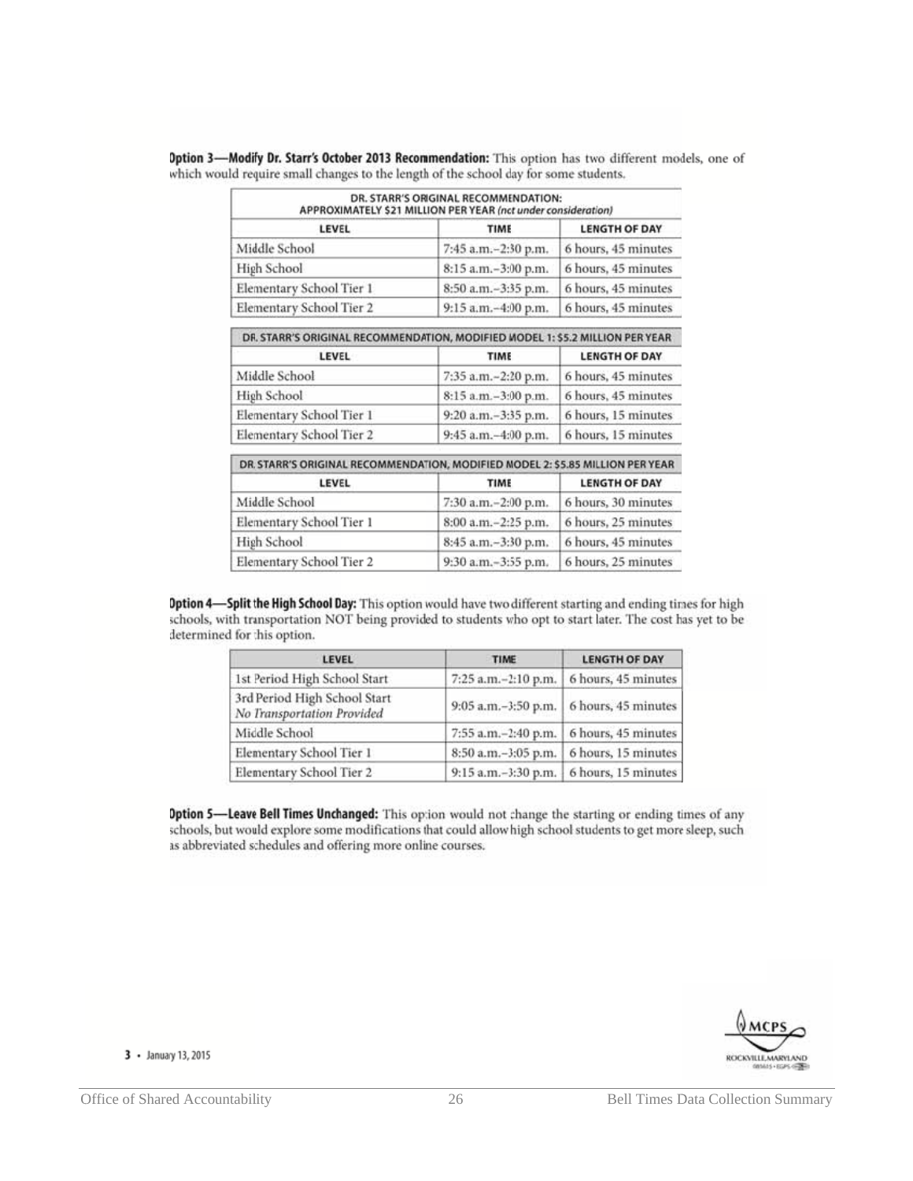**Option 3—Modify Dr. Starr's October 2013 Recommendation:** This option has two different models, one of which would require small changes to the length of the school day for some students.

| DR. STARR'S ORIGINAL RECOMMENDATION: APPROXIMATELY $21 MILLION PER YEAR *(not under consideration)* | | |
|---|---|---|
| **LEVEL** | **TIME** | **LENGTH OF DAY** |
| Middle School | 7:45 a.m.–2:30 p.m. | 6 hours, 45 minutes |
| High School | 8:15 a.m.–3:00 p.m. | 6 hours, 45 minutes |
| Elementary School Tier 1 | 8:50 a.m.–3:35 p.m. | 6 hours, 45 minutes |
| Elementary School Tier 2 | 9:15 a.m.–4:00 p.m. | 6 hours, 45 minutes |

| DR. STARR'S ORIGINAL RECOMMENDATION, MODIFIED MODEL 1: $5.2 MILLION PER YEAR | | |
|---|---|---|
| **LEVEL** | **TIME** | **LENGTH OF DAY** |
| Middle School | 7:35 a.m.–2:20 p.m. | 6 hours, 45 minutes |
| High School | 8:15 a.m.–3:00 p.m. | 6 hours, 45 minutes |
| Elementary School Tier 1 | 9:20 a.m.–3:35 p.m. | 6 hours, 15 minutes |
| Elementary School Tier 2 | 9:45 a.m.–4:00 p.m. | 6 hours, 15 minutes |

| DR. STARR'S ORIGINAL RECOMMENDATION, MODIFIED MODEL 2: $5.85 MILLION PER YEAR | | |
|---|---|---|
| **LEVEL** | **TIME** | **LENGTH OF DAY** |
| Middle School | 7:30 a.m.–2:00 p.m. | 6 hours, 30 minutes |
| Elementary School Tier 1 | 8:00 a.m.–2:25 p.m. | 6 hours, 25 minutes |
| High School | 8:45 a.m.–3:30 p.m. | 6 hours, 45 minutes |
| Elementary School Tier 2 | 9:30 a.m.–3:55 p.m. | 6 hours, 25 minutes |

**Option 4—Split the High School Day:** This option would have two different starting and ending times for high schools, with transportation NOT being provided to students who opt to start later. The cost has yet to be determined for this option.

| LEVEL | TIME | LENGTH OF DAY |
|---|---|---|
| 1st Period High School Start | 7:25 a.m.–2:10 p.m. | 6 hours, 45 minutes |
| 3rd Period High School Start *No Transportation Provided* | 9:05 a.m.–3:50 p.m. | 6 hours, 45 minutes |
| Middle School | 7:55 a.m.–2:40 p.m. | 6 hours, 45 minutes |
| Elementary School Tier 1 | 8:50 a.m.–3:05 p.m. | 6 hours, 15 minutes |
| Elementary School Tier 2 | 9:15 a.m.–3:30 p.m. | 6 hours, 15 minutes |

**Option 5—Leave Bell Times Unchanged:** This option would not change the starting or ending times of any schools, but would explore some modifications that could allow high school students to get more sleep, such as abbreviated schedules and offering more online courses.

3 • January 13, 2015

MCPS ROCKVILLE, MARYLAND